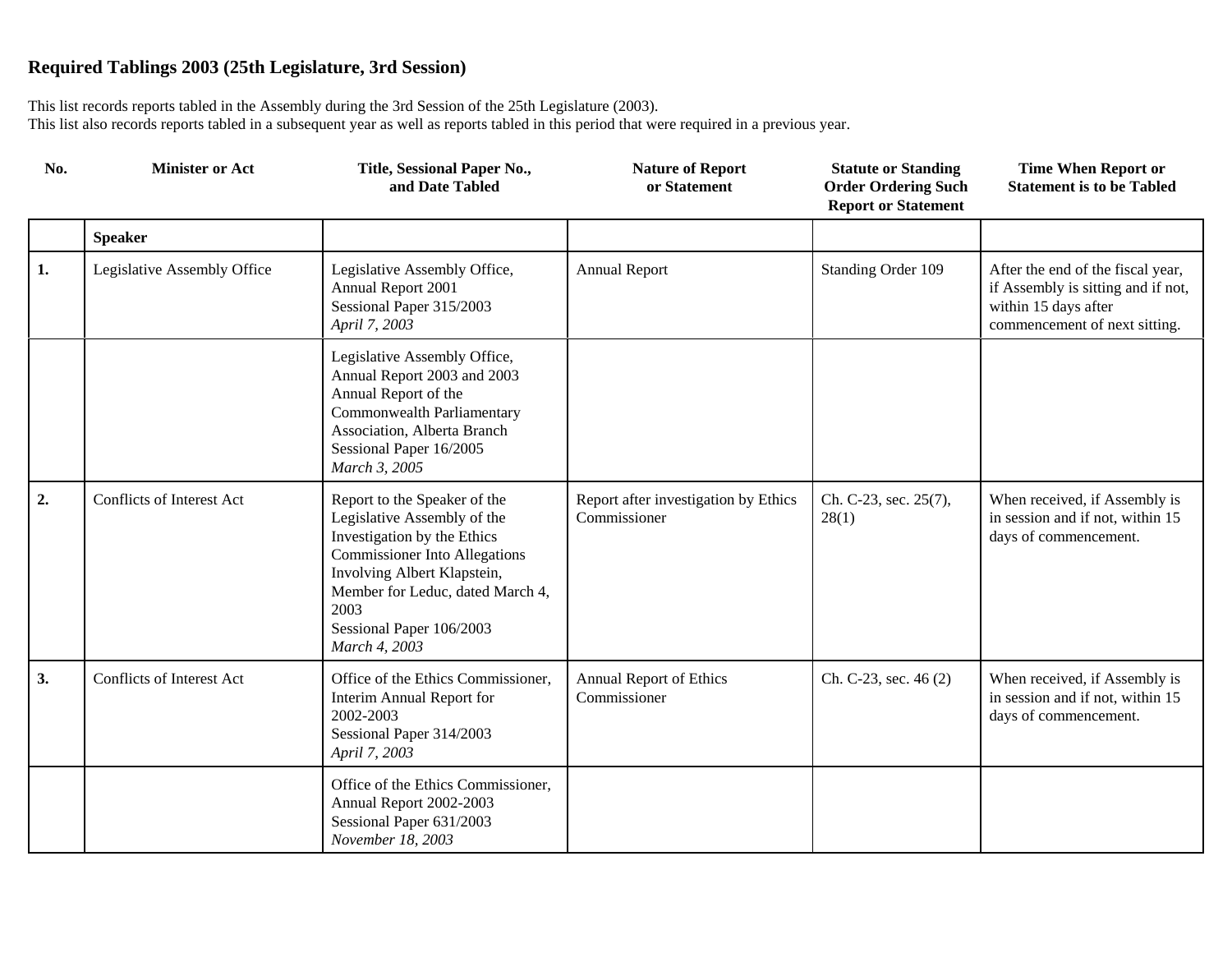# Required Tablings 2003 (25th Legislature, 3rd Session)

This list records reports tabled in the Assembly during the 3rd Session of the 25th Legislature (2003).
This list also records reports tabled in a subsequent year as well as reports tabled in this period that were required in a previous year.

| No. | Minister or Act | Title, Sessional Paper No., and Date Tabled | Nature of Report or Statement | Statute or Standing Order Ordering Such Report or Statement | Time When Report or Statement is to be Tabled |
|---|---|---|---|---|---|
| | **Speaker** | | | | |
| **1.** | Legislative Assembly Office | Legislative Assembly Office, Annual Report 2001<br>Sessional Paper 315/2003<br>*April 7, 2003* | Annual Report | Standing Order 109 | After the end of the fiscal year, if Assembly is sitting and if not, within 15 days after commencement of next sitting. |
| | | Legislative Assembly Office, Annual Report 2003 and 2003 Annual Report of the Commonwealth Parliamentary Association, Alberta Branch<br>Sessional Paper 16/2005<br>*March 3, 2005* | | | |
| **2.** | Conflicts of Interest Act | Report to the Speaker of the Legislative Assembly of the Investigation by the Ethics Commissioner Into Allegations Involving Albert Klapstein, Member for Leduc, dated March 4, 2003<br>Sessional Paper 106/2003<br>*March 4, 2003* | Report after investigation by Ethics Commissioner | Ch. C-23, sec. 25(7), 28(1) | When received, if Assembly is in session and if not, within 15 days of commencement. |
| **3.** | Conflicts of Interest Act | Office of the Ethics Commissioner, Interim Annual Report for 2002-2003<br>Sessional Paper 314/2003<br>*April 7, 2003* | Annual Report of Ethics Commissioner | Ch. C-23, sec. 46 (2) | When received, if Assembly is in session and if not, within 15 days of commencement. |
| | | Office of the Ethics Commissioner, Annual Report 2002-2003<br>Sessional Paper 631/2003<br>*November 18, 2003* | | | |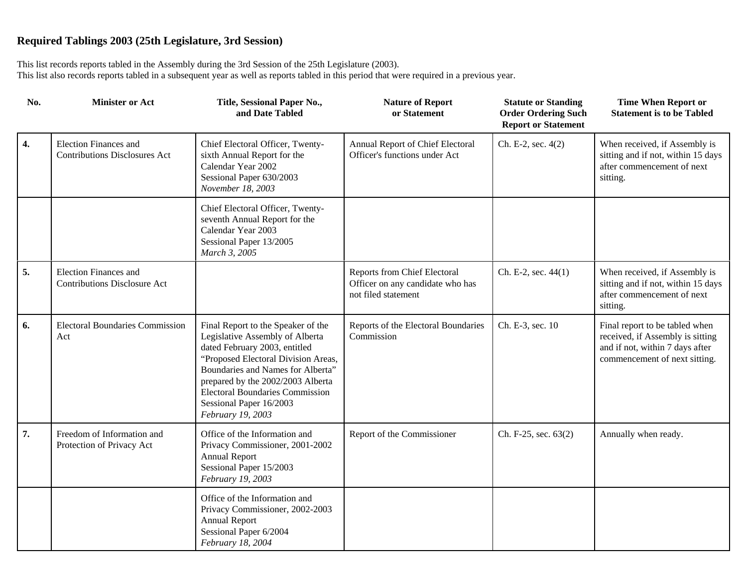## Required Tablings 2003 (25th Legislature, 3rd Session)

This list records reports tabled in the Assembly during the 3rd Session of the 25th Legislature (2003).
This list also records reports tabled in a subsequent year as well as reports tabled in this period that were required in a previous year.

| No. | Minister or Act | Title, Sessional Paper No., and Date Tabled | Nature of Report or Statement | Statute or Standing Order Ordering Such Report or Statement | Time When Report or Statement is to be Tabled |
|---|---|---|---|---|---|
| **4.** | Election Finances and Contributions Disclosures Act | Chief Electoral Officer, Twenty-sixth Annual Report for the Calendar Year 2002<br>Sessional Paper 630/2003<br>*November 18, 2003* | Annual Report of Chief Electoral Officer's functions under Act | Ch. E-2, sec. 4(2) | When received, if Assembly is sitting and if not, within 15 days after commencement of next sitting. |
| | | Chief Electoral Officer, Twenty-seventh Annual Report for the Calendar Year 2003<br>Sessional Paper 13/2005<br>*March 3, 2005* | | | |
| **5.** | Election Finances and Contributions Disclosure Act | | Reports from Chief Electoral Officer on any candidate who has not filed statement | Ch. E-2, sec. 44(1) | When received, if Assembly is sitting and if not, within 15 days after commencement of next sitting. |
| **6.** | Electoral Boundaries Commission Act | Final Report to the Speaker of the Legislative Assembly of Alberta dated February 2003, entitled "Proposed Electoral Division Areas, Boundaries and Names for Alberta" prepared by the 2002/2003 Alberta Electoral Boundaries Commission<br>Sessional Paper 16/2003<br>*February 19, 2003* | Reports of the Electoral Boundaries Commission | Ch. E-3, sec. 10 | Final report to be tabled when received, if Assembly is sitting and if not, within 7 days after commencement of next sitting. |
| **7.** | Freedom of Information and Protection of Privacy Act | Office of the Information and Privacy Commissioner, 2001-2002 Annual Report<br>Sessional Paper 15/2003<br>*February 19, 2003* | Report of the Commissioner | Ch. F-25, sec. 63(2) | Annually when ready. |
| | | Office of the Information and Privacy Commissioner, 2002-2003 Annual Report<br>Sessional Paper 6/2004<br>*February 18, 2004* | | | |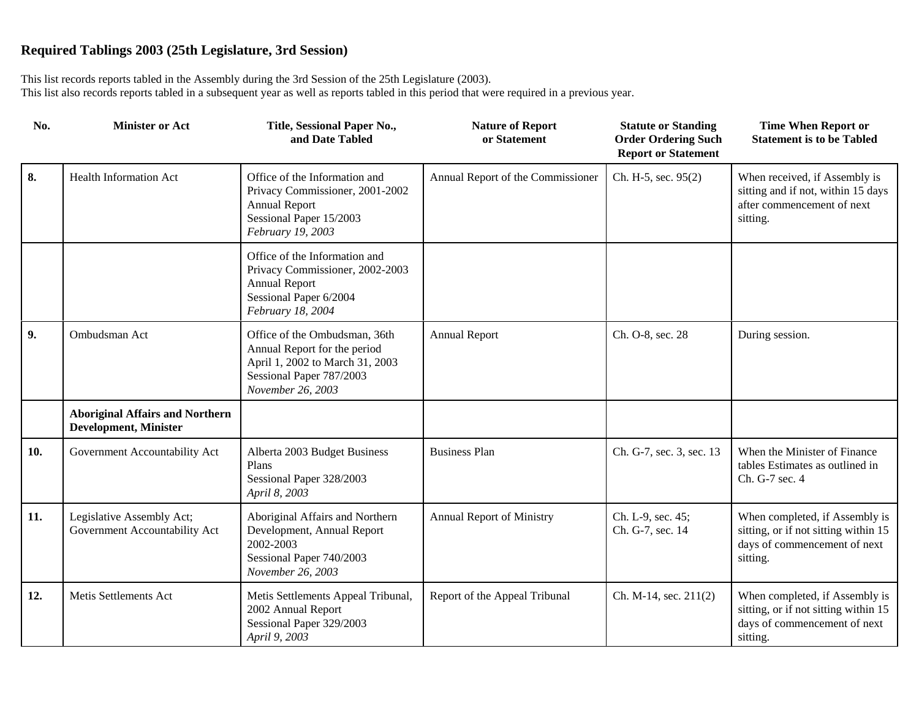## Required Tablings 2003 (25th Legislature, 3rd Session)

This list records reports tabled in the Assembly during the 3rd Session of the 25th Legislature (2003).
This list also records reports tabled in a subsequent year as well as reports tabled in this period that were required in a previous year.

| No. | Minister or Act | Title, Sessional Paper No., and Date Tabled | Nature of Report or Statement | Statute or Standing Order Ordering Such Report or Statement | Time When Report or Statement is to be Tabled |
|---|---|---|---|---|---|
| **8.** | Health Information Act | Office of the Information and Privacy Commissioner, 2001-2002 Annual Report<br>Sessional Paper 15/2003<br>*February 19, 2003* | Annual Report of the Commissioner | Ch. H-5, sec. 95(2) | When received, if Assembly is sitting and if not, within 15 days after commencement of next sitting. |
| | | Office of the Information and Privacy Commissioner, 2002-2003 Annual Report<br>Sessional Paper 6/2004<br>*February 18, 2004* | | | |
| **9.** | Ombudsman Act | Office of the Ombudsman, 36th Annual Report for the period April 1, 2002 to March 31, 2003<br>Sessional Paper 787/2003<br>*November 26, 2003* | Annual Report | Ch. O-8, sec. 28 | During session. |
| | **Aboriginal Affairs and Northern Development, Minister** | | | | |
| **10.** | Government Accountability Act | Alberta 2003 Budget Business Plans<br>Sessional Paper 328/2003<br>*April 8, 2003* | Business Plan | Ch. G-7, sec. 3, sec. 13 | When the Minister of Finance tables Estimates as outlined in Ch. G-7 sec. 4 |
| **11.** | Legislative Assembly Act; Government Accountability Act | Aboriginal Affairs and Northern Development, Annual Report 2002-2003<br>Sessional Paper 740/2003<br>*November 26, 2003* | Annual Report of Ministry | Ch. L-9, sec. 45;<br>Ch. G-7, sec. 14 | When completed, if Assembly is sitting, or if not sitting within 15 days of commencement of next sitting. |
| **12.** | Metis Settlements Act | Metis Settlements Appeal Tribunal, 2002 Annual Report<br>Sessional Paper 329/2003<br>*April 9, 2003* | Report of the Appeal Tribunal | Ch. M-14, sec. 211(2) | When completed, if Assembly is sitting, or if not sitting within 15 days of commencement of next sitting. |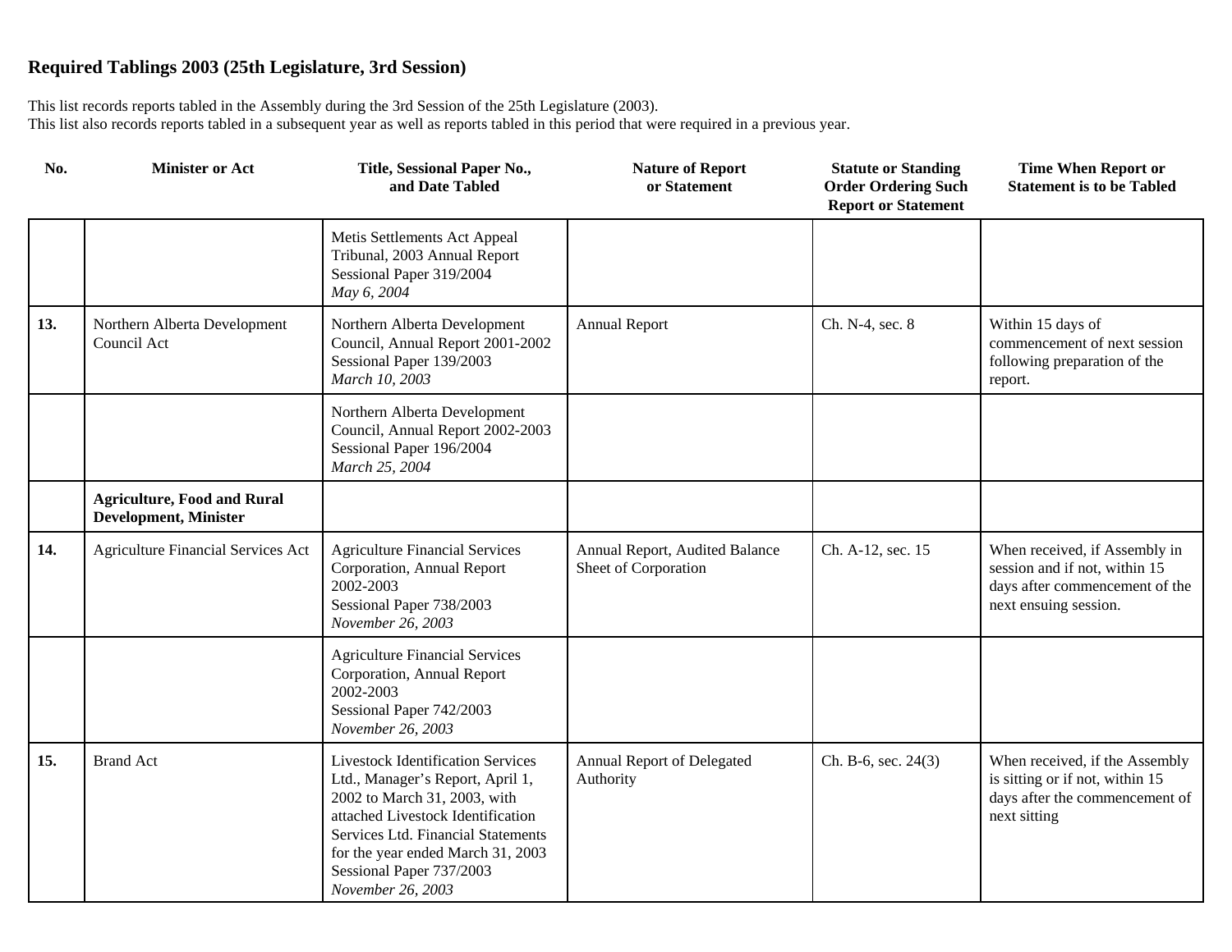## Required Tablings 2003 (25th Legislature, 3rd Session)

This list records reports tabled in the Assembly during the 3rd Session of the 25th Legislature (2003).
This list also records reports tabled in a subsequent year as well as reports tabled in this period that were required in a previous year.

| No. | Minister or Act | Title, Sessional Paper No., and Date Tabled | Nature of Report or Statement | Statute or Standing Order Ordering Such Report or Statement | Time When Report or Statement is to be Tabled |
|---|---|---|---|---|---|
| | | Metis Settlements Act Appeal Tribunal, 2003 Annual Report<br>Sessional Paper 319/2004<br>*May 6, 2004* | | | |
| **13.** | Northern Alberta Development Council Act | Northern Alberta Development Council, Annual Report 2001-2002<br>Sessional Paper 139/2003<br>*March 10, 2003* | Annual Report | Ch. N-4, sec. 8 | Within 15 days of commencement of next session following preparation of the report. |
| | | Northern Alberta Development Council, Annual Report 2002-2003<br>Sessional Paper 196/2004<br>*March 25, 2004* | | | |
| | **Agriculture, Food and Rural Development, Minister** | | | | |
| **14.** | Agriculture Financial Services Act | Agriculture Financial Services Corporation, Annual Report 2002-2003<br>Sessional Paper 738/2003<br>*November 26, 2003* | Annual Report, Audited Balance Sheet of Corporation | Ch. A-12, sec. 15 | When received, if Assembly in session and if not, within 15 days after commencement of the next ensuing session. |
| | | Agriculture Financial Services Corporation, Annual Report 2002-2003<br>Sessional Paper 742/2003<br>*November 26, 2003* | | | |
| **15.** | Brand Act | Livestock Identification Services Ltd., Manager's Report, April 1, 2002 to March 31, 2003, with attached Livestock Identification Services Ltd. Financial Statements for the year ended March 31, 2003<br>Sessional Paper 737/2003<br>*November 26, 2003* | Annual Report of Delegated Authority | Ch. B-6, sec. 24(3) | When received, if the Assembly is sitting or if not, within 15 days after the commencement of next sitting |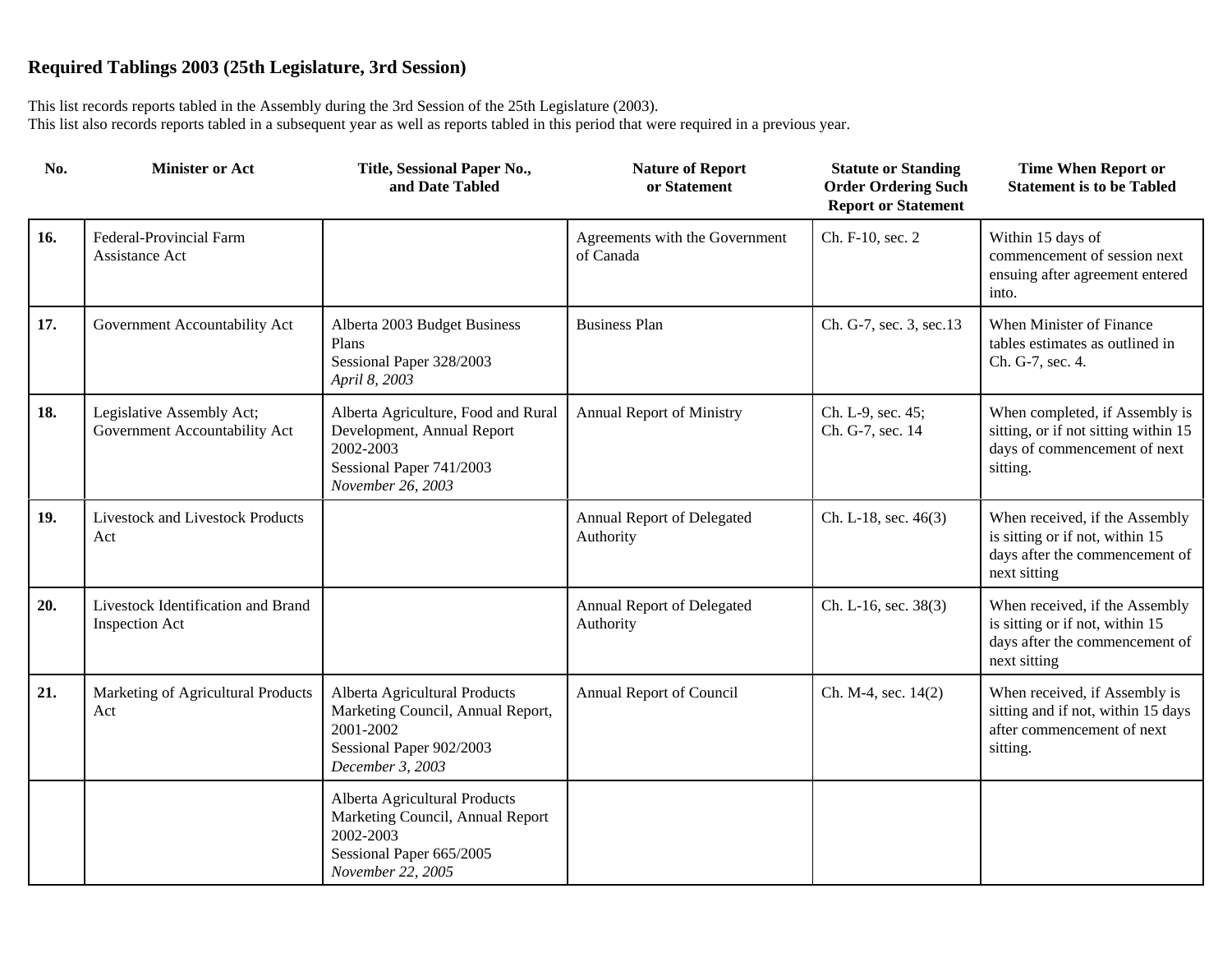## Required Tablings 2003 (25th Legislature, 3rd Session)

This list records reports tabled in the Assembly during the 3rd Session of the 25th Legislature (2003).
This list also records reports tabled in a subsequent year as well as reports tabled in this period that were required in a previous year.

| No. | Minister or Act | Title, Sessional Paper No., and Date Tabled | Nature of Report or Statement | Statute or Standing Order Ordering Such Report or Statement | Time When Report or Statement is to be Tabled |
|---|---|---|---|---|---|
| **16.** | Federal-Provincial Farm Assistance Act | | Agreements with the Government of Canada | Ch. F-10, sec. 2 | Within 15 days of commencement of session next ensuing after agreement entered into. |
| **17.** | Government Accountability Act | Alberta 2003 Budget Business Plans<br>Sessional Paper 328/2003<br>*April 8, 2003* | Business Plan | Ch. G-7, sec. 3, sec.13 | When Minister of Finance tables estimates as outlined in Ch. G-7, sec. 4. |
| **18.** | Legislative Assembly Act; Government Accountability Act | Alberta Agriculture, Food and Rural Development, Annual Report 2002-2003<br>Sessional Paper 741/2003<br>*November 26, 2003* | Annual Report of Ministry | Ch. L-9, sec. 45;<br>Ch. G-7, sec. 14 | When completed, if Assembly is sitting, or if not sitting within 15 days of commencement of next sitting. |
| **19.** | Livestock and Livestock Products Act | | Annual Report of Delegated Authority | Ch. L-18, sec. 46(3) | When received, if the Assembly is sitting or if not, within 15 days after the commencement of next sitting |
| **20.** | Livestock Identification and Brand Inspection Act | | Annual Report of Delegated Authority | Ch. L-16, sec. 38(3) | When received, if the Assembly is sitting or if not, within 15 days after the commencement of next sitting |
| **21.** | Marketing of Agricultural Products Act | Alberta Agricultural Products Marketing Council, Annual Report, 2001-2002<br>Sessional Paper 902/2003<br>*December 3, 2003* | Annual Report of Council | Ch. M-4, sec. 14(2) | When received, if Assembly is sitting and if not, within 15 days after commencement of next sitting. |
| | | Alberta Agricultural Products Marketing Council, Annual Report 2002-2003<br>Sessional Paper 665/2005<br>*November 22, 2005* | | | |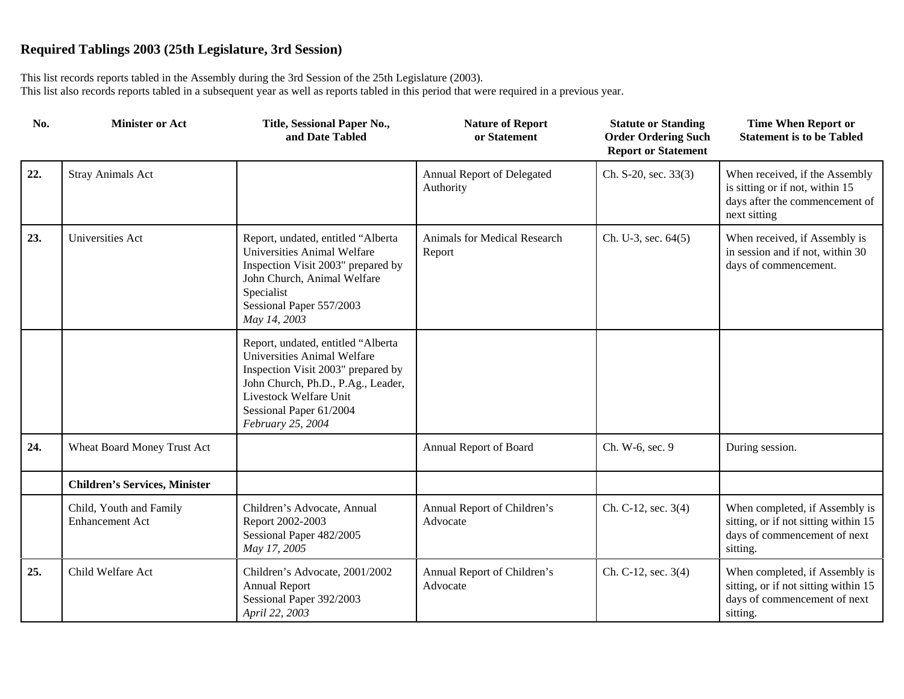## Required Tablings 2003 (25th Legislature, 3rd Session)

This list records reports tabled in the Assembly during the 3rd Session of the 25th Legislature (2003).
This list also records reports tabled in a subsequent year as well as reports tabled in this period that were required in a previous year.

| No. | Minister or Act | Title, Sessional Paper No., and Date Tabled | Nature of Report or Statement | Statute or Standing Order Ordering Such Report or Statement | Time When Report or Statement is to be Tabled |
|---|---|---|---|---|---|
| **22.** | Stray Animals Act | | Annual Report of Delegated Authority | Ch. S-20, sec. 33(3) | When received, if the Assembly is sitting or if not, within 15 days after the commencement of next sitting |
| **23.** | Universities Act | Report, undated, entitled "Alberta Universities Animal Welfare Inspection Visit 2003" prepared by John Church, Animal Welfare Specialist<br>Sessional Paper 557/2003<br>*May 14, 2003* | Animals for Medical Research Report | Ch. U-3, sec. 64(5) | When received, if Assembly is in session and if not, within 30 days of commencement. |
| | | Report, undated, entitled "Alberta Universities Animal Welfare Inspection Visit 2003" prepared by John Church, Ph.D., P.Ag., Leader, Livestock Welfare Unit<br>Sessional Paper 61/2004<br>*February 25, 2004* | | | |
| **24.** | Wheat Board Money Trust Act | | Annual Report of Board | Ch. W-6, sec. 9 | During session. |
| | **Children's Services, Minister** | | | | |
| | Child, Youth and Family Enhancement Act | Children's Advocate, Annual Report 2002-2003<br>Sessional Paper 482/2005<br>*May 17, 2005* | Annual Report of Children's Advocate | Ch. C-12, sec. 3(4) | When completed, if Assembly is sitting, or if not sitting within 15 days of commencement of next sitting. |
| **25.** | Child Welfare Act | Children's Advocate, 2001/2002 Annual Report<br>Sessional Paper 392/2003<br>*April 22, 2003* | Annual Report of Children's Advocate | Ch. C-12, sec. 3(4) | When completed, if Assembly is sitting, or if not sitting within 15 days of commencement of next sitting. |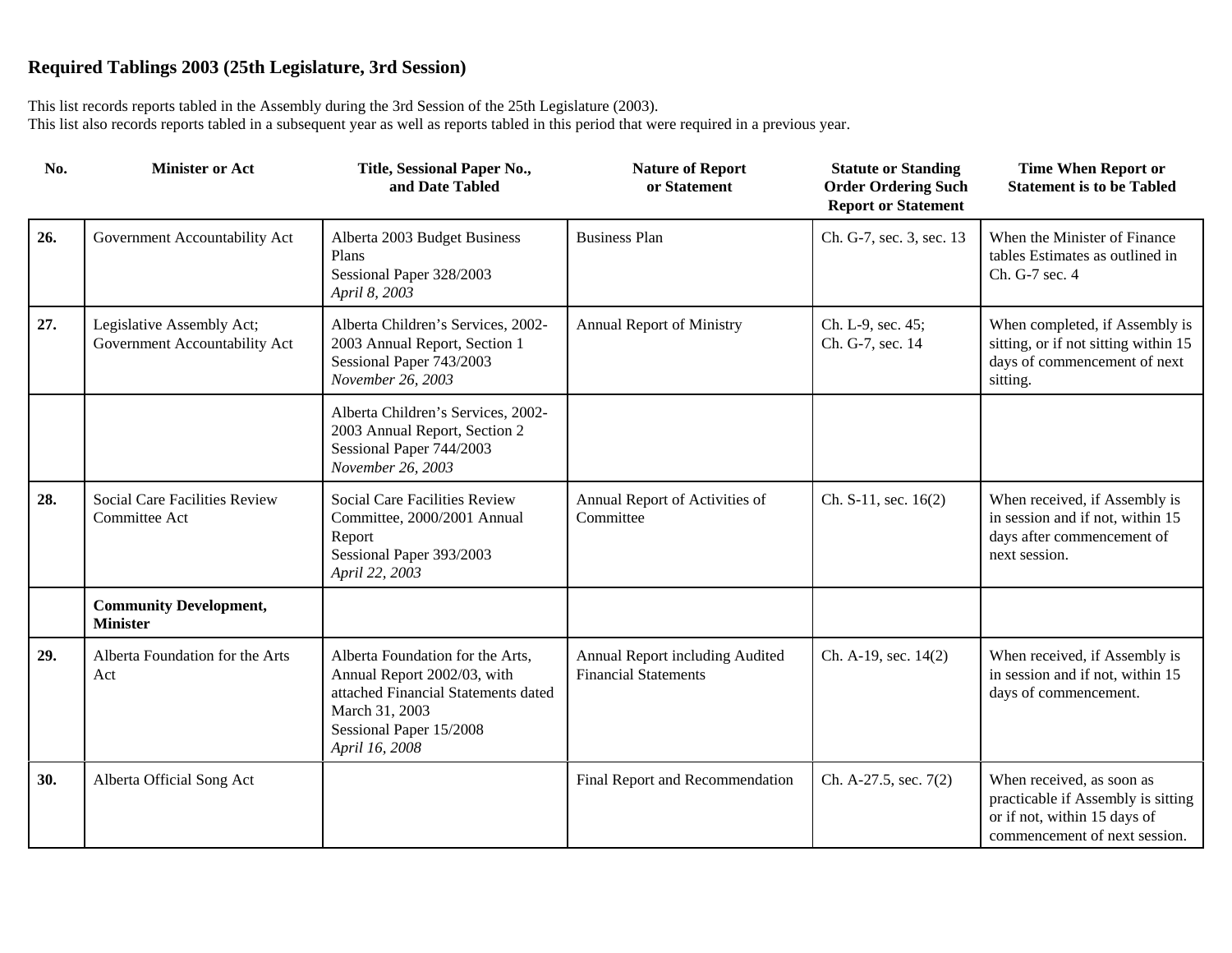## Required Tablings 2003 (25th Legislature, 3rd Session)

This list records reports tabled in the Assembly during the 3rd Session of the 25th Legislature (2003).
This list also records reports tabled in a subsequent year as well as reports tabled in this period that were required in a previous year.

| No. | Minister or Act | Title, Sessional Paper No., and Date Tabled | Nature of Report or Statement | Statute or Standing Order Ordering Such Report or Statement | Time When Report or Statement is to be Tabled |
|---|---|---|---|---|---|
| **26.** | Government Accountability Act | Alberta 2003 Budget Business Plans<br>Sessional Paper 328/2003<br>*April 8, 2003* | Business Plan | Ch. G-7, sec. 3, sec. 13 | When the Minister of Finance tables Estimates as outlined in Ch. G-7 sec. 4 |
| **27.** | Legislative Assembly Act; Government Accountability Act | Alberta Children's Services, 2002-2003 Annual Report, Section 1<br>Sessional Paper 743/2003<br>*November 26, 2003* | Annual Report of Ministry | Ch. L-9, sec. 45;<br>Ch. G-7, sec. 14 | When completed, if Assembly is sitting, or if not sitting within 15 days of commencement of next sitting. |
| | | Alberta Children's Services, 2002-2003 Annual Report, Section 2<br>Sessional Paper 744/2003<br>*November 26, 2003* | | | |
| **28.** | Social Care Facilities Review Committee Act | Social Care Facilities Review Committee, 2000/2001 Annual Report<br>Sessional Paper 393/2003<br>*April 22, 2003* | Annual Report of Activities of Committee | Ch. S-11, sec. 16(2) | When received, if Assembly is in session and if not, within 15 days after commencement of next session. |
| | **Community Development, Minister** | | | | |
| **29.** | Alberta Foundation for the Arts Act | Alberta Foundation for the Arts, Annual Report 2002/03, with attached Financial Statements dated March 31, 2003<br>Sessional Paper 15/2008<br>*April 16, 2008* | Annual Report including Audited Financial Statements | Ch. A-19, sec. 14(2) | When received, if Assembly is in session and if not, within 15 days of commencement. |
| **30.** | Alberta Official Song Act | | Final Report and Recommendation | Ch. A-27.5, sec. 7(2) | When received, as soon as practicable if Assembly is sitting or if not, within 15 days of commencement of next session. |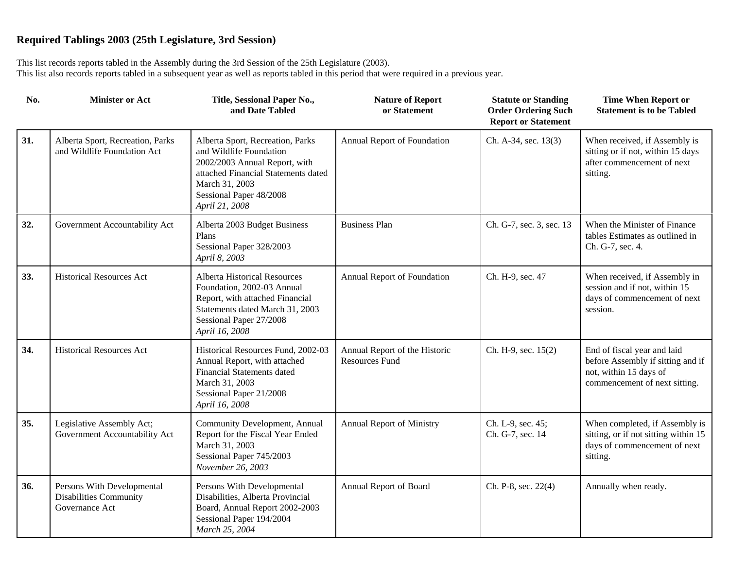## Required Tablings 2003 (25th Legislature, 3rd Session)

This list records reports tabled in the Assembly during the 3rd Session of the 25th Legislature (2003).
This list also records reports tabled in a subsequent year as well as reports tabled in this period that were required in a previous year.

| No. | Minister or Act | Title, Sessional Paper No., and Date Tabled | Nature of Report or Statement | Statute or Standing Order Ordering Such Report or Statement | Time When Report or Statement is to be Tabled |
|---|---|---|---|---|---|
| **31.** | Alberta Sport, Recreation, Parks and Wildlife Foundation Act | Alberta Sport, Recreation, Parks and Wildlife Foundation 2002/2003 Annual Report, with attached Financial Statements dated March 31, 2003<br>Sessional Paper 48/2008<br>*April 21, 2008* | Annual Report of Foundation | Ch. A-34, sec. 13(3) | When received, if Assembly is sitting or if not, within 15 days after commencement of next sitting. |
| **32.** | Government Accountability Act | Alberta 2003 Budget Business Plans<br>Sessional Paper 328/2003<br>*April 8, 2003* | Business Plan | Ch. G-7, sec. 3, sec. 13 | When the Minister of Finance tables Estimates as outlined in Ch. G-7, sec. 4. |
| **33.** | Historical Resources Act | Alberta Historical Resources Foundation, 2002-03 Annual Report, with attached Financial Statements dated March 31, 2003<br>Sessional Paper 27/2008<br>*April 16, 2008* | Annual Report of Foundation | Ch. H-9, sec. 47 | When received, if Assembly in session and if not, within 15 days of commencement of next session. |
| **34.** | Historical Resources Act | Historical Resources Fund, 2002-03 Annual Report, with attached Financial Statements dated March 31, 2003<br>Sessional Paper 21/2008<br>*April 16, 2008* | Annual Report of the Historic Resources Fund | Ch. H-9, sec. 15(2) | End of fiscal year and laid before Assembly if sitting and if not, within 15 days of commencement of next sitting. |
| **35.** | Legislative Assembly Act; Government Accountability Act | Community Development, Annual Report for the Fiscal Year Ended March 31, 2003<br>Sessional Paper 745/2003<br>*November 26, 2003* | Annual Report of Ministry | Ch. L-9, sec. 45;<br>Ch. G-7, sec. 14 | When completed, if Assembly is sitting, or if not sitting within 15 days of commencement of next sitting. |
| **36.** | Persons With Developmental Disabilities Community Governance Act | Persons With Developmental Disabilities, Alberta Provincial Board, Annual Report 2002-2003<br>Sessional Paper 194/2004<br>*March 25, 2004* | Annual Report of Board | Ch. P-8, sec. 22(4) | Annually when ready. |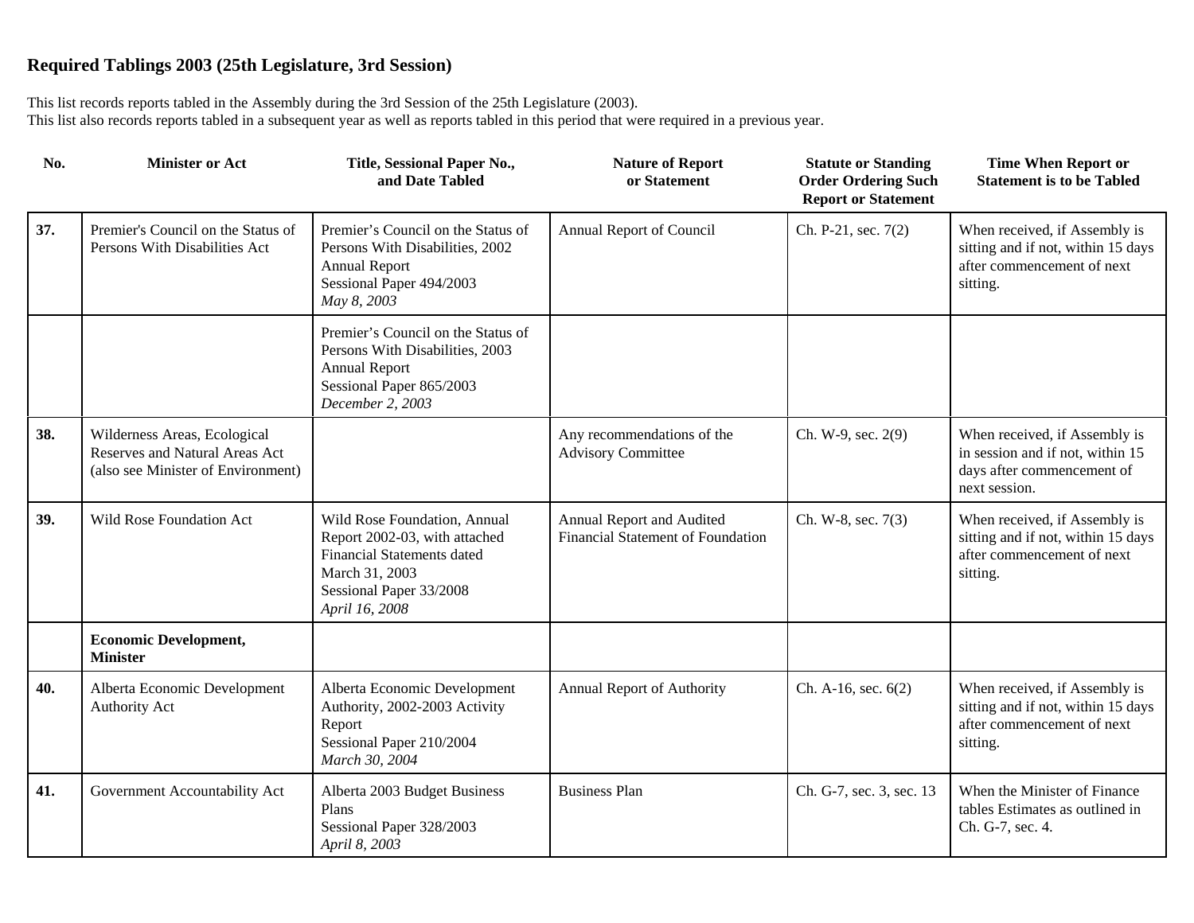## Required Tablings 2003 (25th Legislature, 3rd Session)

This list records reports tabled in the Assembly during the 3rd Session of the 25th Legislature (2003).
This list also records reports tabled in a subsequent year as well as reports tabled in this period that were required in a previous year.

| No. | Minister or Act | Title, Sessional Paper No., and Date Tabled | Nature of Report or Statement | Statute or Standing Order Ordering Such Report or Statement | Time When Report or Statement is to be Tabled |
|---|---|---|---|---|---|
| **37.** | Premier's Council on the Status of Persons With Disabilities Act | Premier's Council on the Status of Persons With Disabilities, 2002 Annual Report<br>Sessional Paper 494/2003<br>*May 8, 2003* | Annual Report of Council | Ch. P-21, sec. 7(2) | When received, if Assembly is sitting and if not, within 15 days after commencement of next sitting. |
| | | Premier's Council on the Status of Persons With Disabilities, 2003 Annual Report<br>Sessional Paper 865/2003<br>*December 2, 2003* | | | |
| **38.** | Wilderness Areas, Ecological Reserves and Natural Areas Act (also see Minister of Environment) | | Any recommendations of the Advisory Committee | Ch. W-9, sec. 2(9) | When received, if Assembly is in session and if not, within 15 days after commencement of next session. |
| **39.** | Wild Rose Foundation Act | Wild Rose Foundation, Annual Report 2002-03, with attached Financial Statements dated March 31, 2003<br>Sessional Paper 33/2008<br>*April 16, 2008* | Annual Report and Audited Financial Statement of Foundation | Ch. W-8, sec. 7(3) | When received, if Assembly is sitting and if not, within 15 days after commencement of next sitting. |
| | **Economic Development, Minister** | | | | |
| **40.** | Alberta Economic Development Authority Act | Alberta Economic Development Authority, 2002-2003 Activity Report<br>Sessional Paper 210/2004<br>*March 30, 2004* | Annual Report of Authority | Ch. A-16, sec. 6(2) | When received, if Assembly is sitting and if not, within 15 days after commencement of next sitting. |
| **41.** | Government Accountability Act | Alberta 2003 Budget Business Plans<br>Sessional Paper 328/2003<br>*April 8, 2003* | Business Plan | Ch. G-7, sec. 3, sec. 13 | When the Minister of Finance tables Estimates as outlined in Ch. G-7, sec. 4. |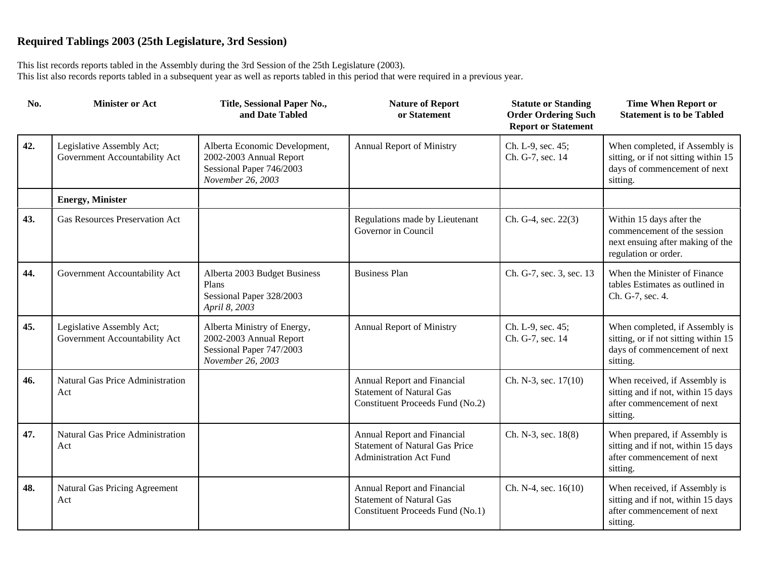## Required Tablings 2003 (25th Legislature, 3rd Session)

This list records reports tabled in the Assembly during the 3rd Session of the 25th Legislature (2003).
This list also records reports tabled in a subsequent year as well as reports tabled in this period that were required in a previous year.

| No. | Minister or Act | Title, Sessional Paper No., and Date Tabled | Nature of Report or Statement | Statute or Standing Order Ordering Such Report or Statement | Time When Report or Statement is to be Tabled |
|---|---|---|---|---|---|
| **42.** | Legislative Assembly Act; Government Accountability Act | Alberta Economic Development, 2002-2003 Annual Report Sessional Paper 746/2003 *November 26, 2003* | Annual Report of Ministry | Ch. L-9, sec. 45; Ch. G-7, sec. 14 | When completed, if Assembly is sitting, or if not sitting within 15 days of commencement of next sitting. |
| | **Energy, Minister** | | | | |
| **43.** | Gas Resources Preservation Act | | Regulations made by Lieutenant Governor in Council | Ch. G-4, sec. 22(3) | Within 15 days after the commencement of the session next ensuing after making of the regulation or order. |
| **44.** | Government Accountability Act | Alberta 2003 Budget Business Plans Sessional Paper 328/2003 *April 8, 2003* | Business Plan | Ch. G-7, sec. 3, sec. 13 | When the Minister of Finance tables Estimates as outlined in Ch. G-7, sec. 4. |
| **45.** | Legislative Assembly Act; Government Accountability Act | Alberta Ministry of Energy, 2002-2003 Annual Report Sessional Paper 747/2003 *November 26, 2003* | Annual Report of Ministry | Ch. L-9, sec. 45; Ch. G-7, sec. 14 | When completed, if Assembly is sitting, or if not sitting within 15 days of commencement of next sitting. |
| **46.** | Natural Gas Price Administration Act | | Annual Report and Financial Statement of Natural Gas Constituent Proceeds Fund (No.2) | Ch. N-3, sec. 17(10) | When received, if Assembly is sitting and if not, within 15 days after commencement of next sitting. |
| **47.** | Natural Gas Price Administration Act | | Annual Report and Financial Statement of Natural Gas Price Administration Act Fund | Ch. N-3, sec. 18(8) | When prepared, if Assembly is sitting and if not, within 15 days after commencement of next sitting. |
| **48.** | Natural Gas Pricing Agreement Act | | Annual Report and Financial Statement of Natural Gas Constituent Proceeds Fund (No.1) | Ch. N-4, sec. 16(10) | When received, if Assembly is sitting and if not, within 15 days after commencement of next sitting. |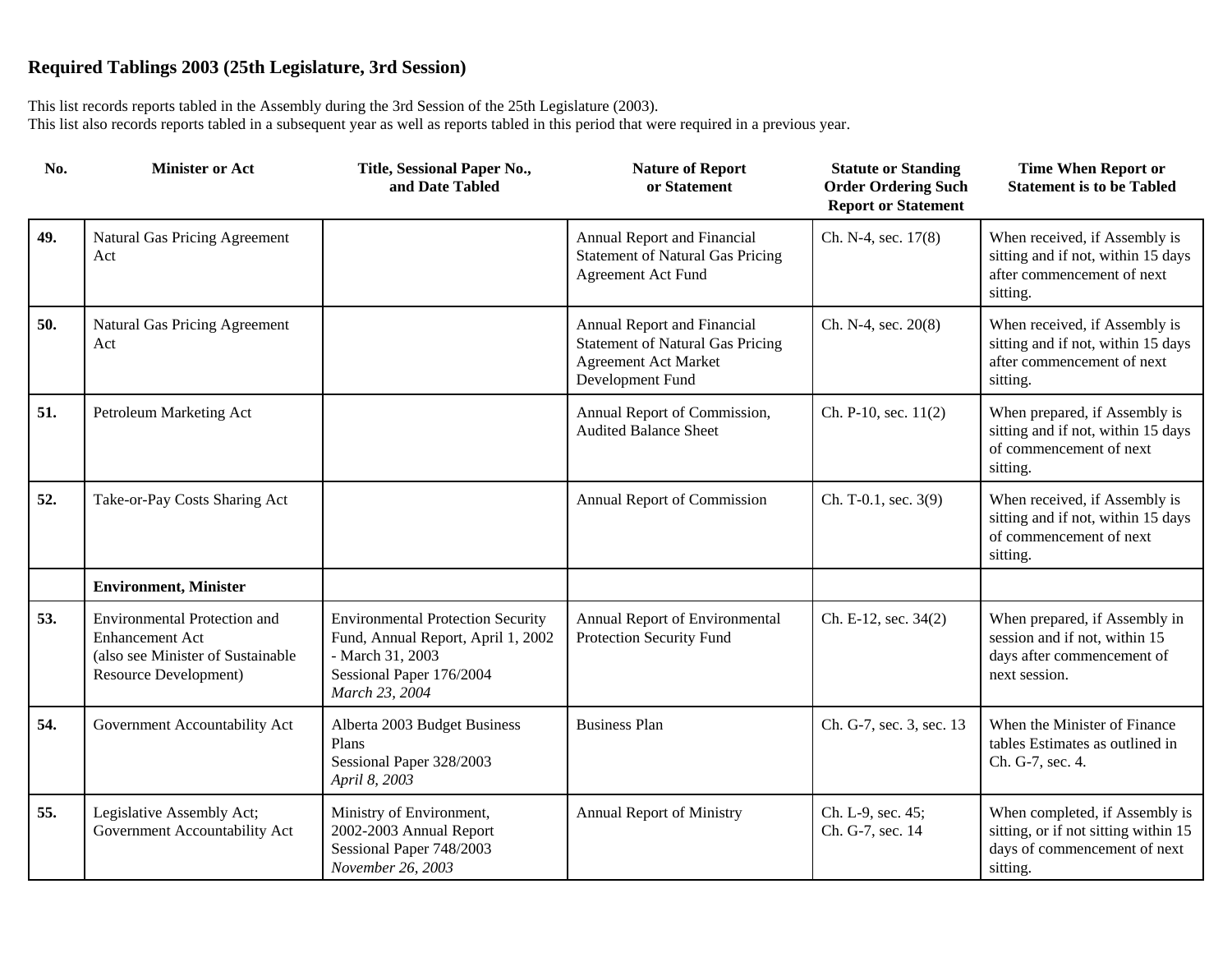## Required Tablings 2003 (25th Legislature, 3rd Session)

This list records reports tabled in the Assembly during the 3rd Session of the 25th Legislature (2003).
This list also records reports tabled in a subsequent year as well as reports tabled in this period that were required in a previous year.

| No. | Minister or Act | Title, Sessional Paper No., and Date Tabled | Nature of Report or Statement | Statute or Standing Order Ordering Such Report or Statement | Time When Report or Statement is to be Tabled |
|---|---|---|---|---|---|
| **49.** | Natural Gas Pricing Agreement Act | | Annual Report and Financial Statement of Natural Gas Pricing Agreement Act Fund | Ch. N-4, sec. 17(8) | When received, if Assembly is sitting and if not, within 15 days after commencement of next sitting. |
| **50.** | Natural Gas Pricing Agreement Act | | Annual Report and Financial Statement of Natural Gas Pricing Agreement Act Market Development Fund | Ch. N-4, sec. 20(8) | When received, if Assembly is sitting and if not, within 15 days after commencement of next sitting. |
| **51.** | Petroleum Marketing Act | | Annual Report of Commission, Audited Balance Sheet | Ch. P-10, sec. 11(2) | When prepared, if Assembly is sitting and if not, within 15 days of commencement of next sitting. |
| **52.** | Take-or-Pay Costs Sharing Act | | Annual Report of Commission | Ch. T-0.1, sec. 3(9) | When received, if Assembly is sitting and if not, within 15 days of commencement of next sitting. |
| | **Environment, Minister** | | | | |
| **53.** | Environmental Protection and Enhancement Act (also see Minister of Sustainable Resource Development) | Environmental Protection Security Fund, Annual Report, April 1, 2002 - March 31, 2003 Sessional Paper 176/2004 *March 23, 2004* | Annual Report of Environmental Protection Security Fund | Ch. E-12, sec. 34(2) | When prepared, if Assembly in session and if not, within 15 days after commencement of next session. |
| **54.** | Government Accountability Act | Alberta 2003 Budget Business Plans Sessional Paper 328/2003 *April 8, 2003* | Business Plan | Ch. G-7, sec. 3, sec. 13 | When the Minister of Finance tables Estimates as outlined in Ch. G-7, sec. 4. |
| **55.** | Legislative Assembly Act; Government Accountability Act | Ministry of Environment, 2002-2003 Annual Report Sessional Paper 748/2003 *November 26, 2003* | Annual Report of Ministry | Ch. L-9, sec. 45; Ch. G-7, sec. 14 | When completed, if Assembly is sitting, or if not sitting within 15 days of commencement of next sitting. |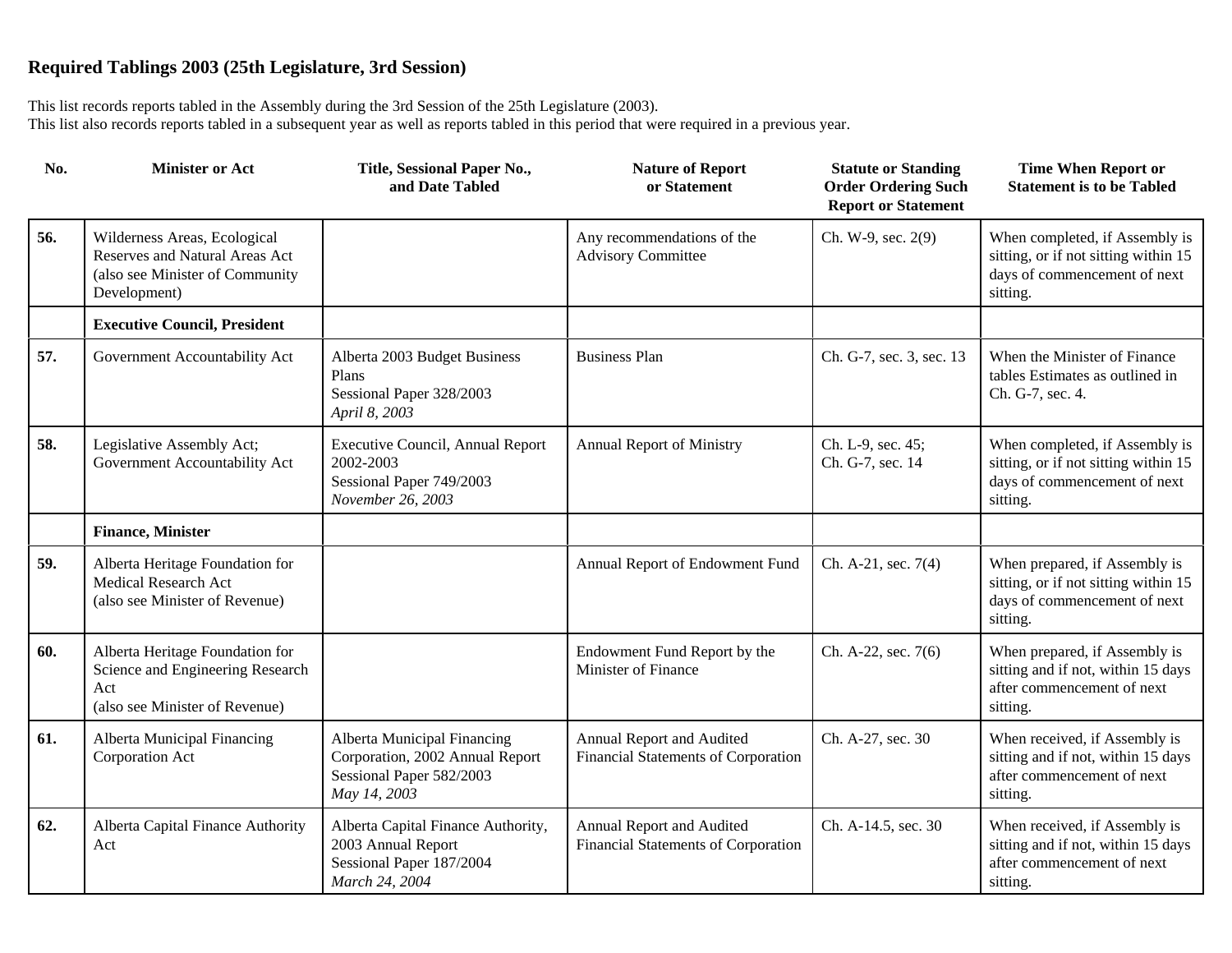## Required Tablings 2003 (25th Legislature, 3rd Session)

This list records reports tabled in the Assembly during the 3rd Session of the 25th Legislature (2003).
This list also records reports tabled in a subsequent year as well as reports tabled in this period that were required in a previous year.

| No. | Minister or Act | Title, Sessional Paper No., and Date Tabled | Nature of Report or Statement | Statute or Standing Order Ordering Such Report or Statement | Time When Report or Statement is to be Tabled |
|---|---|---|---|---|---|
| **56.** | Wilderness Areas, Ecological Reserves and Natural Areas Act (also see Minister of Community Development) | | Any recommendations of the Advisory Committee | Ch. W-9, sec. 2(9) | When completed, if Assembly is sitting, or if not sitting within 15 days of commencement of next sitting. |
| | **Executive Council, President** | | | | |
| **57.** | Government Accountability Act | Alberta 2003 Budget Business Plans<br>Sessional Paper 328/2003<br>*April 8, 2003* | Business Plan | Ch. G-7, sec. 3, sec. 13 | When the Minister of Finance tables Estimates as outlined in Ch. G-7, sec. 4. |
| **58.** | Legislative Assembly Act; Government Accountability Act | Executive Council, Annual Report 2002-2003<br>Sessional Paper 749/2003<br>*November 26, 2003* | Annual Report of Ministry | Ch. L-9, sec. 45; Ch. G-7, sec. 14 | When completed, if Assembly is sitting, or if not sitting within 15 days of commencement of next sitting. |
| | **Finance, Minister** | | | | |
| **59.** | Alberta Heritage Foundation for Medical Research Act (also see Minister of Revenue) | | Annual Report of Endowment Fund | Ch. A-21, sec. 7(4) | When prepared, if Assembly is sitting, or if not sitting within 15 days of commencement of next sitting. |
| **60.** | Alberta Heritage Foundation for Science and Engineering Research Act (also see Minister of Revenue) | | Endowment Fund Report by the Minister of Finance | Ch. A-22, sec. 7(6) | When prepared, if Assembly is sitting and if not, within 15 days after commencement of next sitting. |
| **61.** | Alberta Municipal Financing Corporation Act | Alberta Municipal Financing Corporation, 2002 Annual Report<br>Sessional Paper 582/2003<br>*May 14, 2003* | Annual Report and Audited Financial Statements of Corporation | Ch. A-27, sec. 30 | When received, if Assembly is sitting and if not, within 15 days after commencement of next sitting. |
| **62.** | Alberta Capital Finance Authority Act | Alberta Capital Finance Authority, 2003 Annual Report<br>Sessional Paper 187/2004<br>*March 24, 2004* | Annual Report and Audited Financial Statements of Corporation | Ch. A-14.5, sec. 30 | When received, if Assembly is sitting and if not, within 15 days after commencement of next sitting. |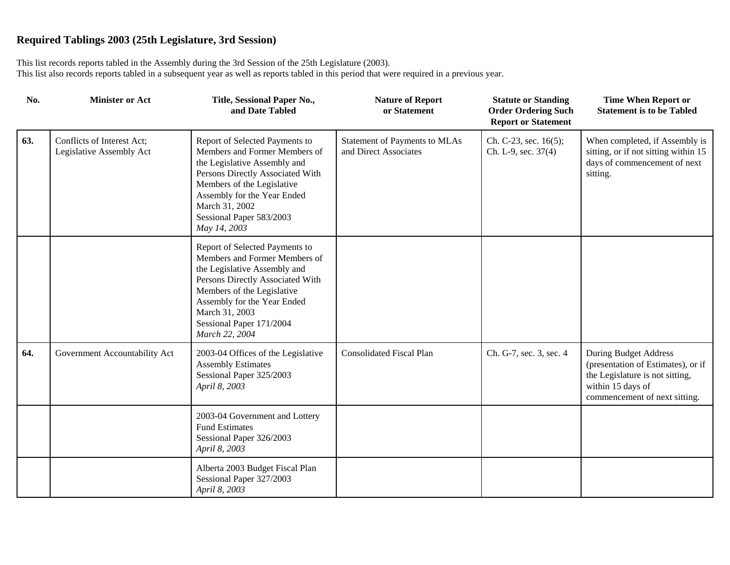## Required Tablings 2003 (25th Legislature, 3rd Session)

This list records reports tabled in the Assembly during the 3rd Session of the 25th Legislature (2003).
This list also records reports tabled in a subsequent year as well as reports tabled in this period that were required in a previous year.

| No. | Minister or Act | Title, Sessional Paper No., and Date Tabled | Nature of Report or Statement | Statute or Standing Order Ordering Such Report or Statement | Time When Report or Statement is to be Tabled |
|---|---|---|---|---|---|
| **63.** | Conflicts of Interest Act; Legislative Assembly Act | Report of Selected Payments to Members and Former Members of the Legislative Assembly and Persons Directly Associated With Members of the Legislative Assembly for the Year Ended March 31, 2002<br>Sessional Paper 583/2003<br>*May 14, 2003* | Statement of Payments to MLAs and Direct Associates | Ch. C-23, sec. 16(5); Ch. L-9, sec. 37(4) | When completed, if Assembly is sitting, or if not sitting within 15 days of commencement of next sitting. |
| | | Report of Selected Payments to Members and Former Members of the Legislative Assembly and Persons Directly Associated With Members of the Legislative Assembly for the Year Ended March 31, 2003<br>Sessional Paper 171/2004<br>*March 22, 2004* | | | |
| **64.** | Government Accountability Act | 2003-04 Offices of the Legislative Assembly Estimates<br>Sessional Paper 325/2003<br>*April 8, 2003* | Consolidated Fiscal Plan | Ch. G-7, sec. 3, sec. 4 | During Budget Address (presentation of Estimates), or if the Legislature is not sitting, within 15 days of commencement of next sitting. |
| | | 2003-04 Government and Lottery Fund Estimates<br>Sessional Paper 326/2003<br>*April 8, 2003* | | | |
| | | Alberta 2003 Budget Fiscal Plan<br>Sessional Paper 327/2003<br>*April 8, 2003* | | | |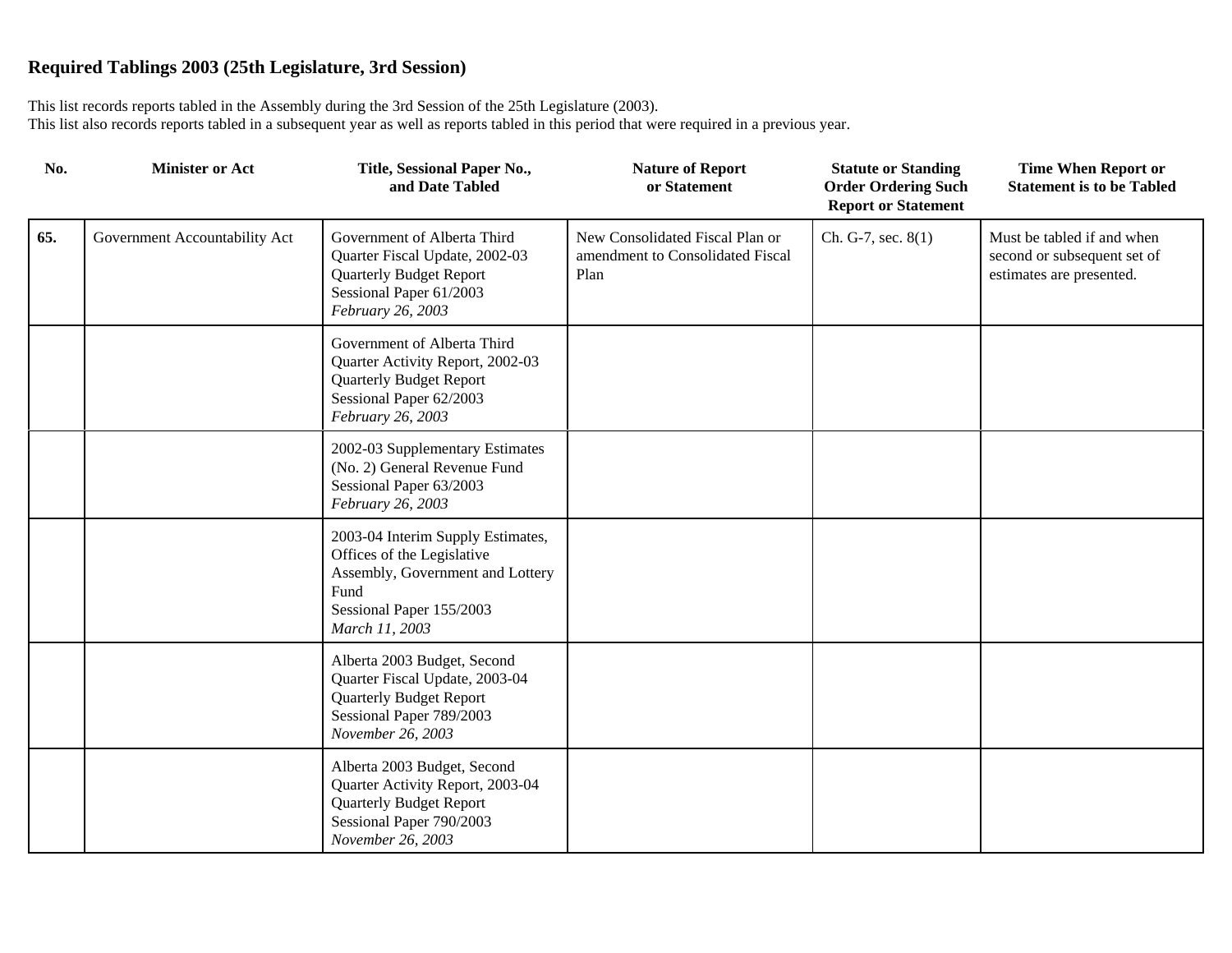## Required Tablings 2003 (25th Legislature, 3rd Session)

This list records reports tabled in the Assembly during the 3rd Session of the 25th Legislature (2003).
This list also records reports tabled in a subsequent year as well as reports tabled in this period that were required in a previous year.

| No. | Minister or Act | Title, Sessional Paper No., and Date Tabled | Nature of Report or Statement | Statute or Standing Order Ordering Such Report or Statement | Time When Report or Statement is to be Tabled |
|---|---|---|---|---|---|
| **65.** | Government Accountability Act | Government of Alberta Third Quarter Fiscal Update, 2002-03 Quarterly Budget Report Sessional Paper 61/2003 *February 26, 2003* | New Consolidated Fiscal Plan or amendment to Consolidated Fiscal Plan | Ch. G-7, sec. 8(1) | Must be tabled if and when second or subsequent set of estimates are presented. |
| | | Government of Alberta Third Quarter Activity Report, 2002-03 Quarterly Budget Report Sessional Paper 62/2003 *February 26, 2003* | | | |
| | | 2002-03 Supplementary Estimates (No. 2) General Revenue Fund Sessional Paper 63/2003 *February 26, 2003* | | | |
| | | 2003-04 Interim Supply Estimates, Offices of the Legislative Assembly, Government and Lottery Fund Sessional Paper 155/2003 *March 11, 2003* | | | |
| | | Alberta 2003 Budget, Second Quarter Fiscal Update, 2003-04 Quarterly Budget Report Sessional Paper 789/2003 *November 26, 2003* | | | |
| | | Alberta 2003 Budget, Second Quarter Activity Report, 2003-04 Quarterly Budget Report Sessional Paper 790/2003 *November 26, 2003* | | | |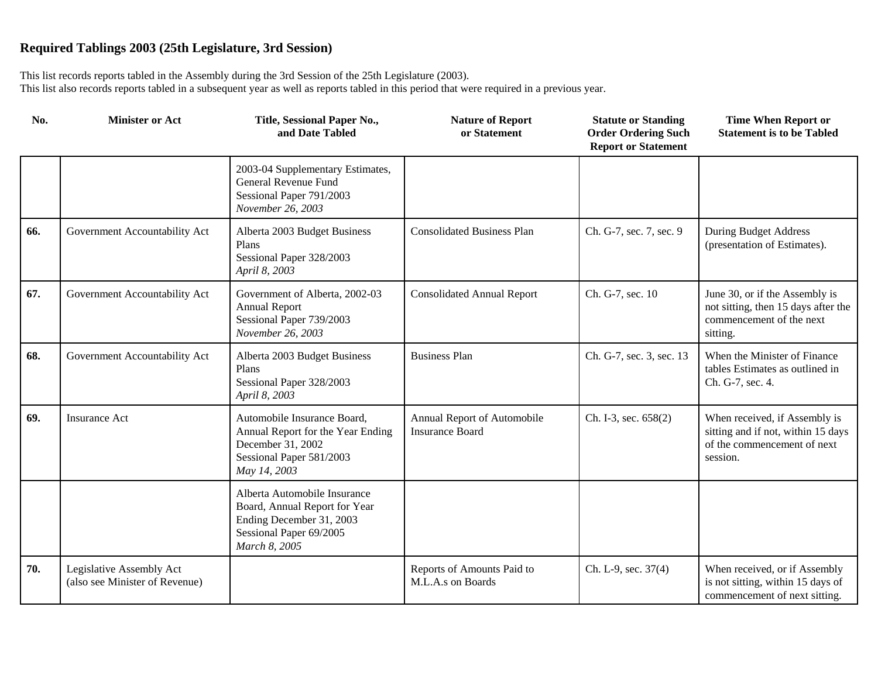## Required Tablings 2003 (25th Legislature, 3rd Session)

This list records reports tabled in the Assembly during the 3rd Session of the 25th Legislature (2003).
This list also records reports tabled in a subsequent year as well as reports tabled in this period that were required in a previous year.

| No. | Minister or Act | Title, Sessional Paper No., and Date Tabled | Nature of Report or Statement | Statute or Standing Order Ordering Such Report or Statement | Time When Report or Statement is to be Tabled |
|---|---|---|---|---|---|
| | | 2003-04 Supplementary Estimates, General Revenue Fund<br>Sessional Paper 791/2003<br>*November 26, 2003* | | | |
| **66.** | Government Accountability Act | Alberta 2003 Budget Business Plans<br>Sessional Paper 328/2003<br>*April 8, 2003* | Consolidated Business Plan | Ch. G-7, sec. 7, sec. 9 | During Budget Address (presentation of Estimates). |
| **67.** | Government Accountability Act | Government of Alberta, 2002-03 Annual Report<br>Sessional Paper 739/2003<br>*November 26, 2003* | Consolidated Annual Report | Ch. G-7, sec. 10 | June 30, or if the Assembly is not sitting, then 15 days after the commencement of the next sitting. |
| **68.** | Government Accountability Act | Alberta 2003 Budget Business Plans<br>Sessional Paper 328/2003<br>*April 8, 2003* | Business Plan | Ch. G-7, sec. 3, sec. 13 | When the Minister of Finance tables Estimates as outlined in Ch. G-7, sec. 4. |
| **69.** | Insurance Act | Automobile Insurance Board, Annual Report for the Year Ending December 31, 2002<br>Sessional Paper 581/2003<br>*May 14, 2003* | Annual Report of Automobile Insurance Board | Ch. I-3, sec. 658(2) | When received, if Assembly is sitting and if not, within 15 days of the commencement of next session. |
| | | Alberta Automobile Insurance Board, Annual Report for Year Ending December 31, 2003<br>Sessional Paper 69/2005<br>*March 8, 2005* | | | |
| **70.** | Legislative Assembly Act (also see Minister of Revenue) | | Reports of Amounts Paid to M.L.A.s on Boards | Ch. L-9, sec. 37(4) | When received, or if Assembly is not sitting, within 15 days of commencement of next sitting. |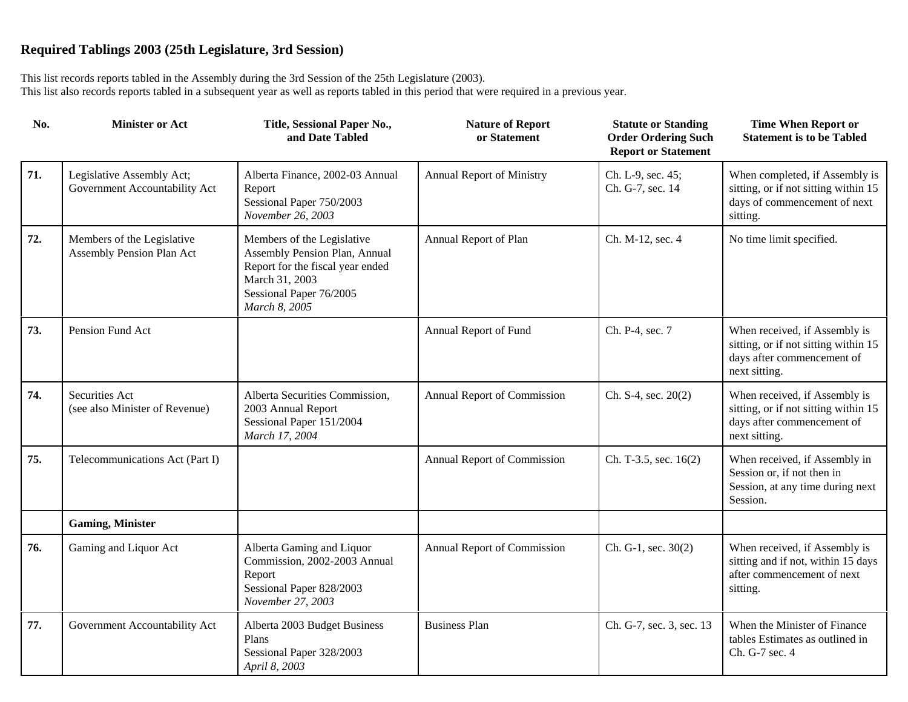## Required Tablings 2003 (25th Legislature, 3rd Session)

This list records reports tabled in the Assembly during the 3rd Session of the 25th Legislature (2003).
This list also records reports tabled in a subsequent year as well as reports tabled in this period that were required in a previous year.

| No. | Minister or Act | Title, Sessional Paper No., and Date Tabled | Nature of Report or Statement | Statute or Standing Order Ordering Such Report or Statement | Time When Report or Statement is to be Tabled |
|---|---|---|---|---|---|
| **71.** | Legislative Assembly Act; Government Accountability Act | Alberta Finance, 2002-03 Annual Report<br>Sessional Paper 750/2003<br>*November 26, 2003* | Annual Report of Ministry | Ch. L-9, sec. 45;<br>Ch. G-7, sec. 14 | When completed, if Assembly is sitting, or if not sitting within 15 days of commencement of next sitting. |
| **72.** | Members of the Legislative Assembly Pension Plan Act | Members of the Legislative Assembly Pension Plan, Annual Report for the fiscal year ended March 31, 2003<br>Sessional Paper 76/2005<br>*March 8, 2005* | Annual Report of Plan | Ch. M-12, sec. 4 | No time limit specified. |
| **73.** | Pension Fund Act | | Annual Report of Fund | Ch. P-4, sec. 7 | When received, if Assembly is sitting, or if not sitting within 15 days after commencement of next sitting. |
| **74.** | Securities Act<br>(see also Minister of Revenue) | Alberta Securities Commission, 2003 Annual Report<br>Sessional Paper 151/2004<br>*March 17, 2004* | Annual Report of Commission | Ch. S-4, sec. 20(2) | When received, if Assembly is sitting, or if not sitting within 15 days after commencement of next sitting. |
| **75.** | Telecommunications Act (Part I) | | Annual Report of Commission | Ch. T-3.5, sec. 16(2) | When received, if Assembly in Session or, if not then in Session, at any time during next Session. |
| | **Gaming, Minister** | | | | |
| **76.** | Gaming and Liquor Act | Alberta Gaming and Liquor Commission, 2002-2003 Annual Report<br>Sessional Paper 828/2003<br>*November 27, 2003* | Annual Report of Commission | Ch. G-1, sec. 30(2) | When received, if Assembly is sitting and if not, within 15 days after commencement of next sitting. |
| **77.** | Government Accountability Act | Alberta 2003 Budget Business Plans<br>Sessional Paper 328/2003<br>*April 8, 2003* | Business Plan | Ch. G-7, sec. 3, sec. 13 | When the Minister of Finance tables Estimates as outlined in Ch. G-7 sec. 4 |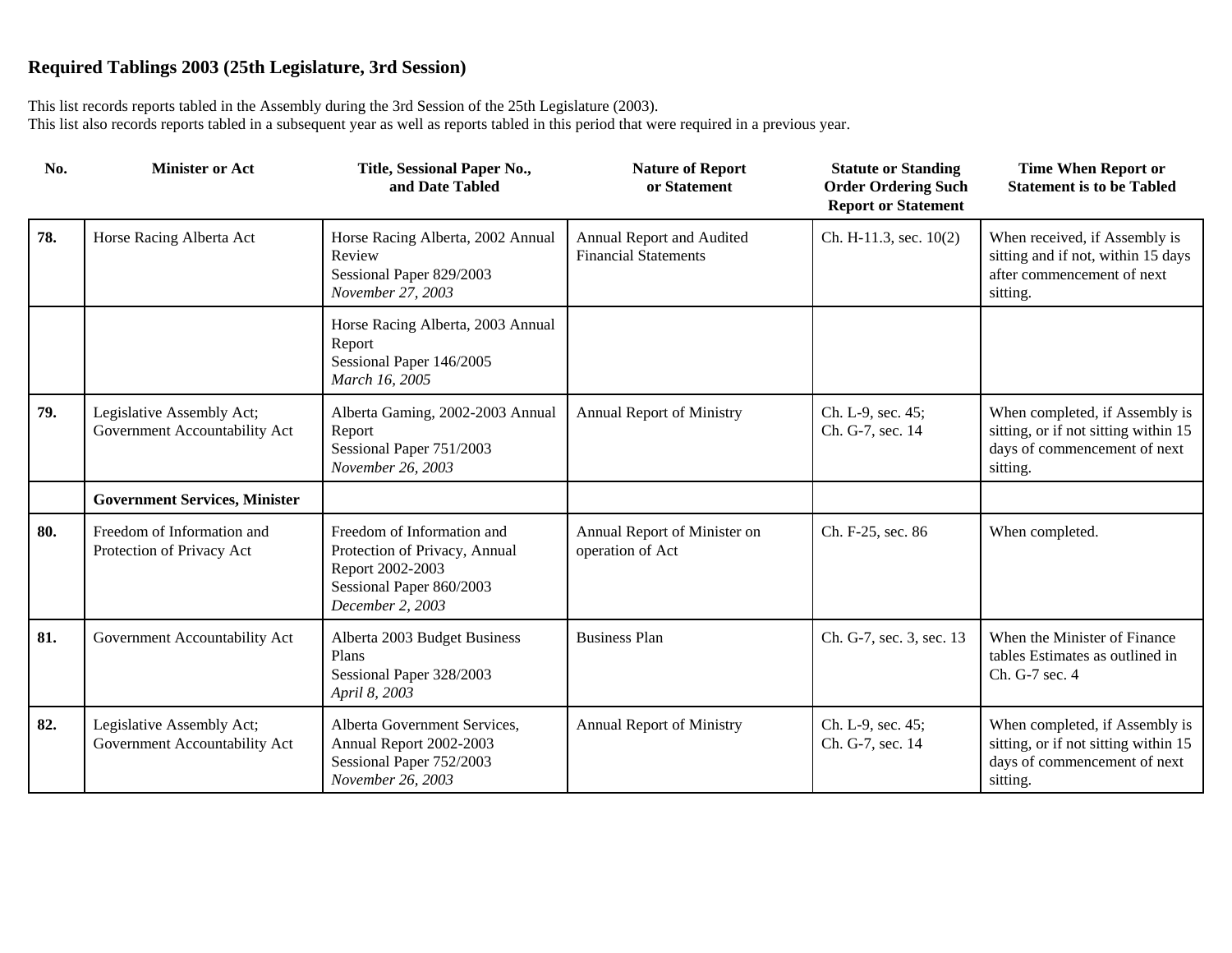## Required Tablings 2003 (25th Legislature, 3rd Session)

This list records reports tabled in the Assembly during the 3rd Session of the 25th Legislature (2003).
This list also records reports tabled in a subsequent year as well as reports tabled in this period that were required in a previous year.

| No. | Minister or Act | Title, Sessional Paper No., and Date Tabled | Nature of Report or Statement | Statute or Standing Order Ordering Such Report or Statement | Time When Report or Statement is to be Tabled |
|---|---|---|---|---|---|
| **78.** | Horse Racing Alberta Act | Horse Racing Alberta, 2002 Annual Review<br>Sessional Paper 829/2003<br>*November 27, 2003* | Annual Report and Audited Financial Statements | Ch. H-11.3, sec. 10(2) | When received, if Assembly is sitting and if not, within 15 days after commencement of next sitting. |
| | | Horse Racing Alberta, 2003 Annual Report<br>Sessional Paper 146/2005<br>*March 16, 2005* | | | |
| **79.** | Legislative Assembly Act; Government Accountability Act | Alberta Gaming, 2002-2003 Annual Report<br>Sessional Paper 751/2003<br>*November 26, 2003* | Annual Report of Ministry | Ch. L-9, sec. 45;<br>Ch. G-7, sec. 14 | When completed, if Assembly is sitting, or if not sitting within 15 days of commencement of next sitting. |
| | **Government Services, Minister** | | | | |
| **80.** | Freedom of Information and Protection of Privacy Act | Freedom of Information and Protection of Privacy, Annual Report 2002-2003<br>Sessional Paper 860/2003<br>*December 2, 2003* | Annual Report of Minister on operation of Act | Ch. F-25, sec. 86 | When completed. |
| **81.** | Government Accountability Act | Alberta 2003 Budget Business Plans<br>Sessional Paper 328/2003<br>*April 8, 2003* | Business Plan | Ch. G-7, sec. 3, sec. 13 | When the Minister of Finance tables Estimates as outlined in Ch. G-7 sec. 4 |
| **82.** | Legislative Assembly Act; Government Accountability Act | Alberta Government Services, Annual Report 2002-2003<br>Sessional Paper 752/2003<br>*November 26, 2003* | Annual Report of Ministry | Ch. L-9, sec. 45;<br>Ch. G-7, sec. 14 | When completed, if Assembly is sitting, or if not sitting within 15 days of commencement of next sitting. |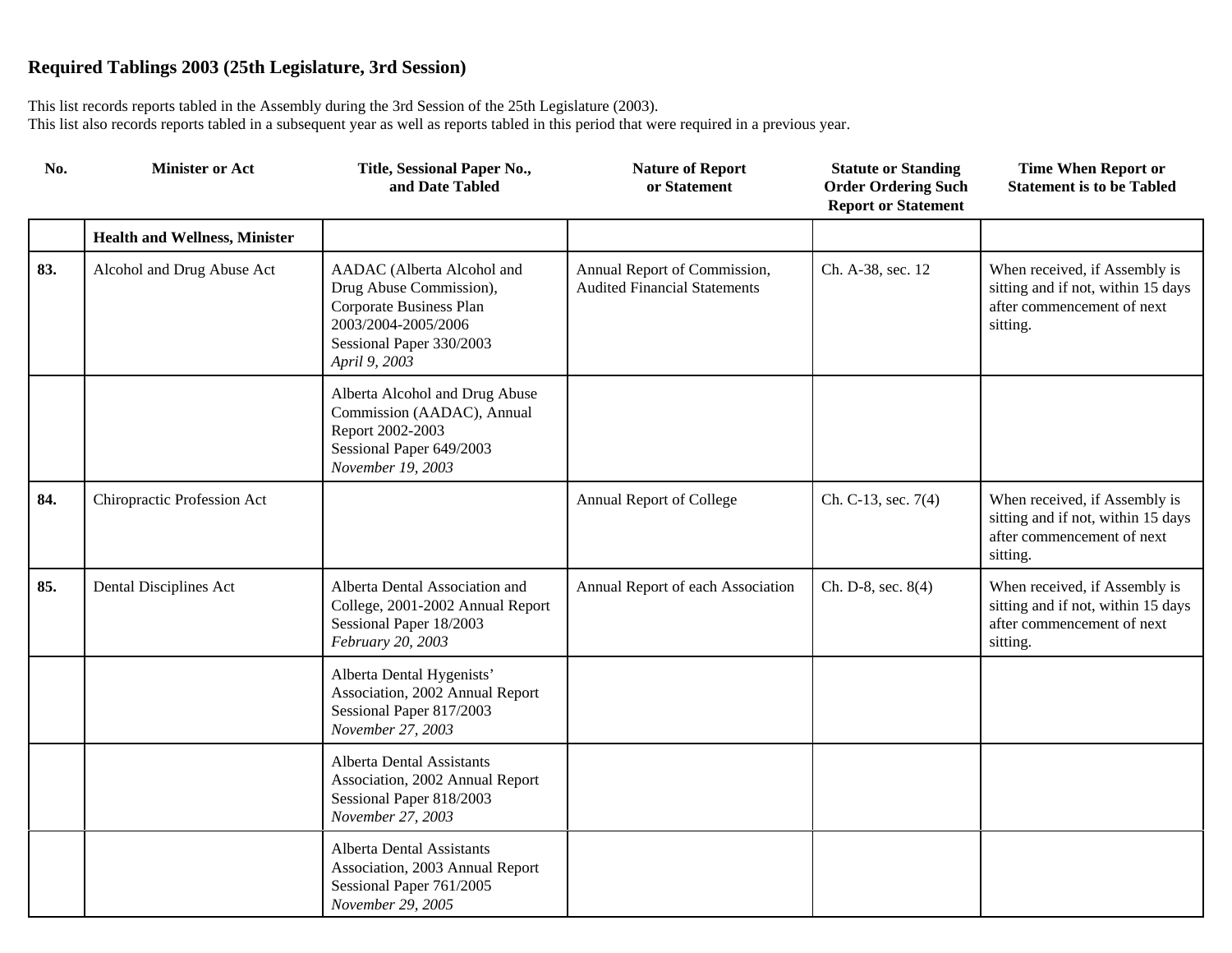## Required Tablings 2003 (25th Legislature, 3rd Session)

This list records reports tabled in the Assembly during the 3rd Session of the 25th Legislature (2003).
This list also records reports tabled in a subsequent year as well as reports tabled in this period that were required in a previous year.

| No. | Minister or Act | Title, Sessional Paper No., and Date Tabled | Nature of Report or Statement | Statute or Standing Order Ordering Such Report or Statement | Time When Report or Statement is to be Tabled |
|---|---|---|---|---|---|
| | **Health and Wellness, Minister** | | | | |
| **83.** | Alcohol and Drug Abuse Act | AADAC (Alberta Alcohol and Drug Abuse Commission), Corporate Business Plan 2003/2004-2005/2006 Sessional Paper 330/2003 *April 9, 2003* | Annual Report of Commission, Audited Financial Statements | Ch. A-38, sec. 12 | When received, if Assembly is sitting and if not, within 15 days after commencement of next sitting. |
| | | Alberta Alcohol and Drug Abuse Commission (AADAC), Annual Report 2002-2003 Sessional Paper 649/2003 *November 19, 2003* | | | |
| **84.** | Chiropractic Profession Act | | Annual Report of College | Ch. C-13, sec. 7(4) | When received, if Assembly is sitting and if not, within 15 days after commencement of next sitting. |
| **85.** | Dental Disciplines Act | Alberta Dental Association and College, 2001-2002 Annual Report Sessional Paper 18/2003 *February 20, 2003* | Annual Report of each Association | Ch. D-8, sec. 8(4) | When received, if Assembly is sitting and if not, within 15 days after commencement of next sitting. |
| | | Alberta Dental Hygenists' Association, 2002 Annual Report Sessional Paper 817/2003 *November 27, 2003* | | | |
| | | Alberta Dental Assistants Association, 2002 Annual Report Sessional Paper 818/2003 *November 27, 2003* | | | |
| | | Alberta Dental Assistants Association, 2003 Annual Report Sessional Paper 761/2005 *November 29, 2005* | | | |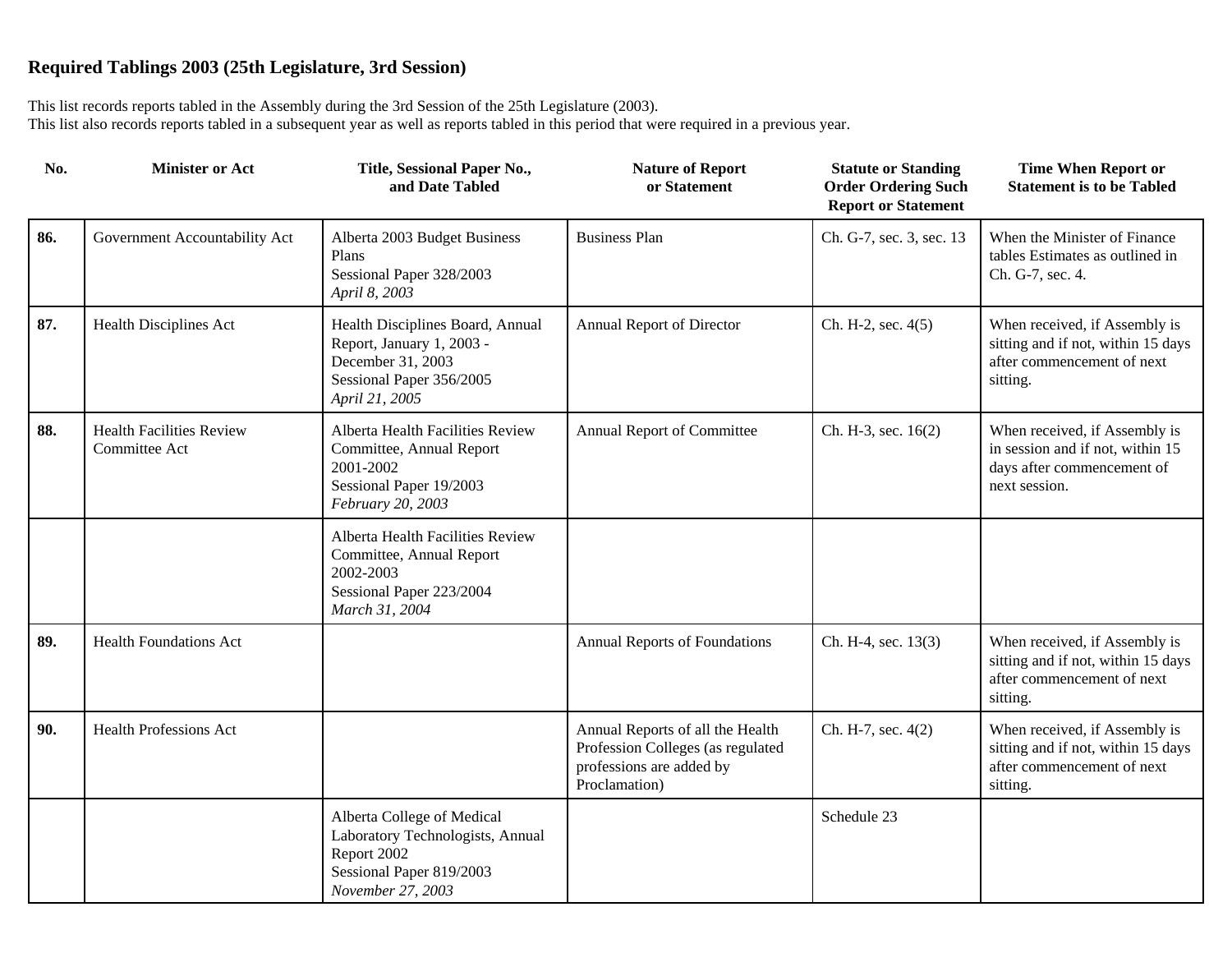## Required Tablings 2003 (25th Legislature, 3rd Session)

This list records reports tabled in the Assembly during the 3rd Session of the 25th Legislature (2003).
This list also records reports tabled in a subsequent year as well as reports tabled in this period that were required in a previous year.

| No. | Minister or Act | Title, Sessional Paper No., and Date Tabled | Nature of Report or Statement | Statute or Standing Order Ordering Such Report or Statement | Time When Report or Statement is to be Tabled |
|---|---|---|---|---|---|
| **86.** | Government Accountability Act | Alberta 2003 Budget Business Plans<br>Sessional Paper 328/2003<br>*April 8, 2003* | Business Plan | Ch. G-7, sec. 3, sec. 13 | When the Minister of Finance tables Estimates as outlined in Ch. G-7, sec. 4. |
| **87.** | Health Disciplines Act | Health Disciplines Board, Annual Report, January 1, 2003 - December 31, 2003<br>Sessional Paper 356/2005<br>*April 21, 2005* | Annual Report of Director | Ch. H-2, sec. 4(5) | When received, if Assembly is sitting and if not, within 15 days after commencement of next sitting. |
| **88.** | Health Facilities Review Committee Act | Alberta Health Facilities Review Committee, Annual Report 2001-2002<br>Sessional Paper 19/2003<br>*February 20, 2003* | Annual Report of Committee | Ch. H-3, sec. 16(2) | When received, if Assembly is in session and if not, within 15 days after commencement of next session. |
| | | Alberta Health Facilities Review Committee, Annual Report 2002-2003<br>Sessional Paper 223/2004<br>*March 31, 2004* | | | |
| **89.** | Health Foundations Act | | Annual Reports of Foundations | Ch. H-4, sec. 13(3) | When received, if Assembly is sitting and if not, within 15 days after commencement of next sitting. |
| **90.** | Health Professions Act | | Annual Reports of all the Health Profession Colleges (as regulated professions are added by Proclamation) | Ch. H-7, sec. 4(2) | When received, if Assembly is sitting and if not, within 15 days after commencement of next sitting. |
| | | Alberta College of Medical Laboratory Technologists, Annual Report 2002<br>Sessional Paper 819/2003<br>*November 27, 2003* | | Schedule 23 | |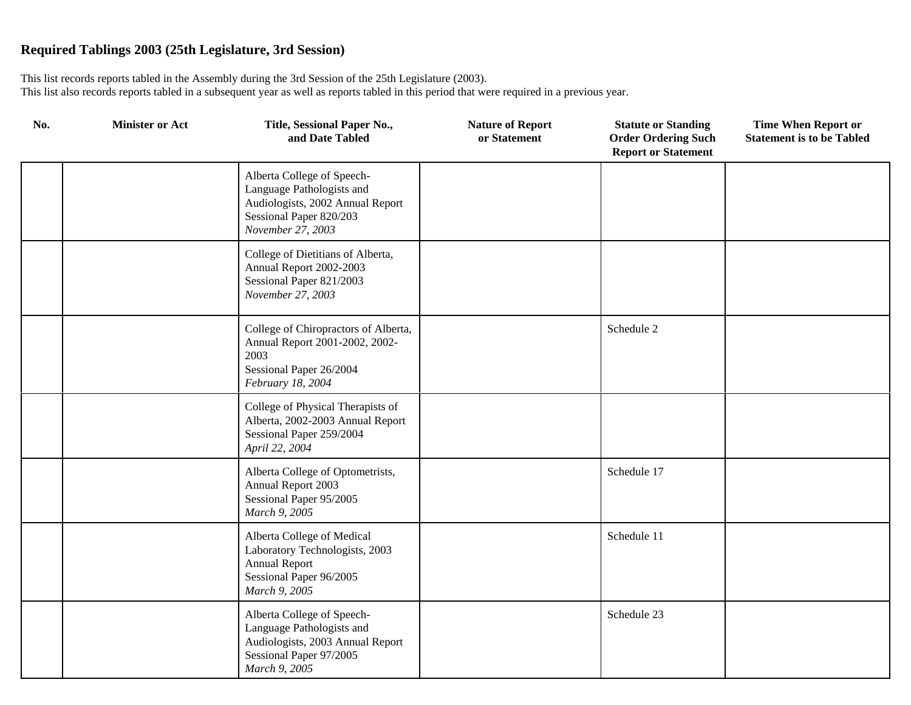## Required Tablings 2003 (25th Legislature, 3rd Session)

This list records reports tabled in the Assembly during the 3rd Session of the 25th Legislature (2003).
This list also records reports tabled in a subsequent year as well as reports tabled in this period that were required in a previous year.

| No. | Minister or Act | Title, Sessional Paper No., and Date Tabled | Nature of Report or Statement | Statute or Standing Order Ordering Such Report or Statement | Time When Report or Statement is to be Tabled |
|---|---|---|---|---|---|
| | | Alberta College of Speech-Language Pathologists and Audiologists, 2002 Annual Report<br>Sessional Paper 820/203<br>*November 27, 2003* | | | |
| | | College of Dietitians of Alberta, Annual Report 2002-2003<br>Sessional Paper 821/2003<br>*November 27, 2003* | | | |
| | | College of Chiropractors of Alberta, Annual Report 2001-2002, 2002-2003<br>Sessional Paper 26/2004<br>*February 18, 2004* | | Schedule 2 | |
| | | College of Physical Therapists of Alberta, 2002-2003 Annual Report<br>Sessional Paper 259/2004<br>*April 22, 2004* | | | |
| | | Alberta College of Optometrists, Annual Report 2003<br>Sessional Paper 95/2005<br>*March 9, 2005* | | Schedule 17 | |
| | | Alberta College of Medical Laboratory Technologists, 2003 Annual Report<br>Sessional Paper 96/2005<br>*March 9, 2005* | | Schedule 11 | |
| | | Alberta College of Speech-Language Pathologists and Audiologists, 2003 Annual Report<br>Sessional Paper 97/2005<br>*March 9, 2005* | | Schedule 23 | |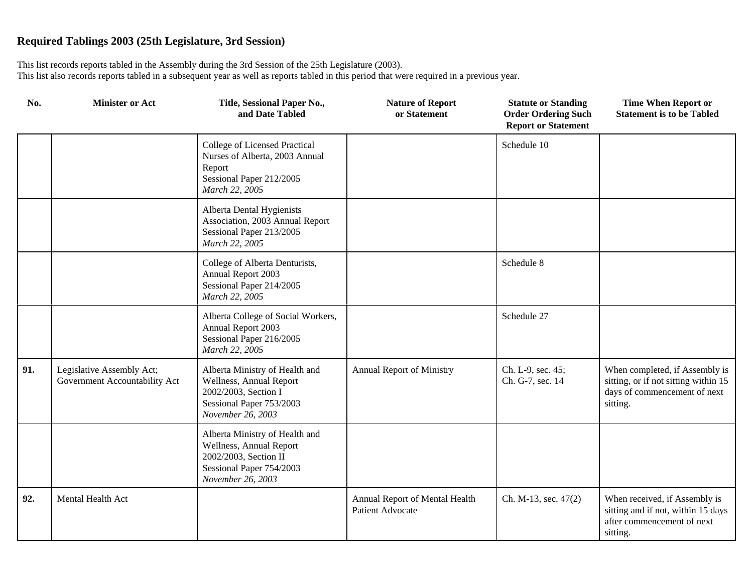## Required Tablings 2003 (25th Legislature, 3rd Session)

This list records reports tabled in the Assembly during the 3rd Session of the 25th Legislature (2003).
This list also records reports tabled in a subsequent year as well as reports tabled in this period that were required in a previous year.

| No. | Minister or Act | Title, Sessional Paper No., and Date Tabled | Nature of Report or Statement | Statute or Standing Order Ordering Such Report or Statement | Time When Report or Statement is to be Tabled |
|---|---|---|---|---|---|
| | | College of Licensed Practical Nurses of Alberta, 2003 Annual Report<br>Sessional Paper 212/2005<br>*March 22, 2005* | | Schedule 10 | |
| | | Alberta Dental Hygienists Association, 2003 Annual Report<br>Sessional Paper 213/2005<br>*March 22, 2005* | | | |
| | | College of Alberta Denturists, Annual Report 2003<br>Sessional Paper 214/2005<br>*March 22, 2005* | | Schedule 8 | |
| | | Alberta College of Social Workers, Annual Report 2003<br>Sessional Paper 216/2005<br>*March 22, 2005* | | Schedule 27 | |
| **91.** | Legislative Assembly Act; Government Accountability Act | Alberta Ministry of Health and Wellness, Annual Report 2002/2003, Section I<br>Sessional Paper 753/2003<br>*November 26, 2003* | Annual Report of Ministry | Ch. L-9, sec. 45;<br>Ch. G-7, sec. 14 | When completed, if Assembly is sitting, or if not sitting within 15 days of commencement of next sitting. |
| | | Alberta Ministry of Health and Wellness, Annual Report 2002/2003, Section II<br>Sessional Paper 754/2003<br>*November 26, 2003* | | | |
| **92.** | Mental Health Act | | Annual Report of Mental Health Patient Advocate | Ch. M-13, sec. 47(2) | When received, if Assembly is sitting and if not, within 15 days after commencement of next sitting. |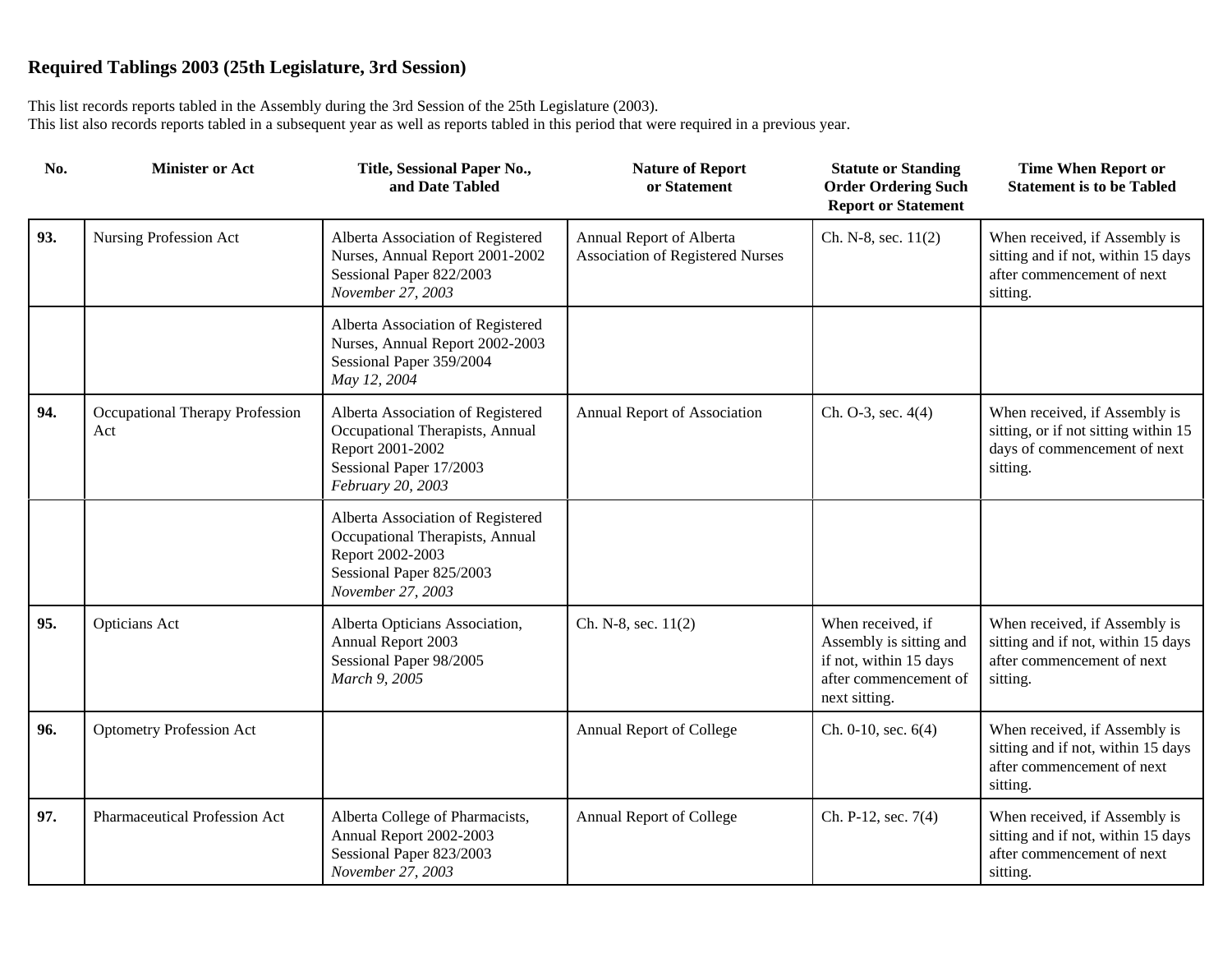## Required Tablings 2003 (25th Legislature, 3rd Session)

This list records reports tabled in the Assembly during the 3rd Session of the 25th Legislature (2003).
This list also records reports tabled in a subsequent year as well as reports tabled in this period that were required in a previous year.

| No. | Minister or Act | Title, Sessional Paper No., and Date Tabled | Nature of Report or Statement | Statute or Standing Order Ordering Such Report or Statement | Time When Report or Statement is to be Tabled |
|---|---|---|---|---|---|
| **93.** | Nursing Profession Act | Alberta Association of Registered Nurses, Annual Report 2001-2002<br>Sessional Paper 822/2003<br>*November 27, 2003* | Annual Report of Alberta Association of Registered Nurses | Ch. N-8, sec. 11(2) | When received, if Assembly is sitting and if not, within 15 days after commencement of next sitting. |
| | | Alberta Association of Registered Nurses, Annual Report 2002-2003<br>Sessional Paper 359/2004<br>*May 12, 2004* | | | |
| **94.** | Occupational Therapy Profession Act | Alberta Association of Registered Occupational Therapists, Annual Report 2001-2002<br>Sessional Paper 17/2003<br>*February 20, 2003* | Annual Report of Association | Ch. O-3, sec. 4(4) | When received, if Assembly is sitting, or if not sitting within 15 days of commencement of next sitting. |
| | | Alberta Association of Registered Occupational Therapists, Annual Report 2002-2003<br>Sessional Paper 825/2003<br>*November 27, 2003* | | | |
| **95.** | Opticians Act | Alberta Opticians Association, Annual Report 2003<br>Sessional Paper 98/2005<br>*March 9, 2005* | Ch. N-8, sec. 11(2) | When received, if Assembly is sitting and if not, within 15 days after commencement of next sitting. | When received, if Assembly is sitting and if not, within 15 days after commencement of next sitting. |
| **96.** | Optometry Profession Act | | Annual Report of College | Ch. 0-10, sec. 6(4) | When received, if Assembly is sitting and if not, within 15 days after commencement of next sitting. |
| **97.** | Pharmaceutical Profession Act | Alberta College of Pharmacists, Annual Report 2002-2003<br>Sessional Paper 823/2003<br>*November 27, 2003* | Annual Report of College | Ch. P-12, sec. 7(4) | When received, if Assembly is sitting and if not, within 15 days after commencement of next sitting. |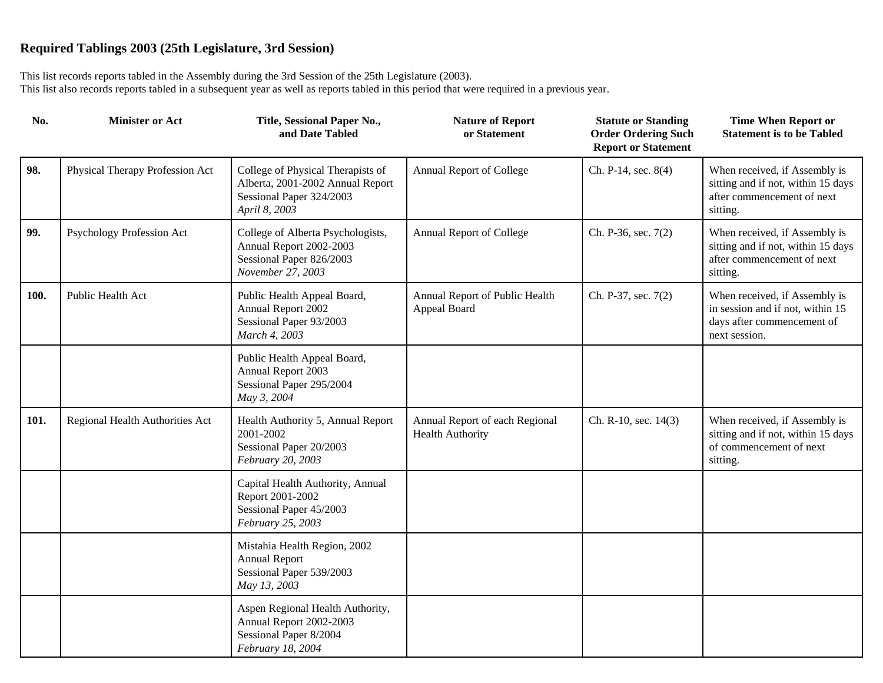## Required Tablings 2003 (25th Legislature, 3rd Session)

This list records reports tabled in the Assembly during the 3rd Session of the 25th Legislature (2003).
This list also records reports tabled in a subsequent year as well as reports tabled in this period that were required in a previous year.

| No. | Minister or Act | Title, Sessional Paper No., and Date Tabled | Nature of Report or Statement | Statute or Standing Order Ordering Such Report or Statement | Time When Report or Statement is to be Tabled |
|---|---|---|---|---|---|
| **98.** | Physical Therapy Profession Act | College of Physical Therapists of Alberta, 2001-2002 Annual Report<br>Sessional Paper 324/2003<br>*April 8, 2003* | Annual Report of College | Ch. P-14, sec. 8(4) | When received, if Assembly is sitting and if not, within 15 days after commencement of next sitting. |
| **99.** | Psychology Profession Act | College of Alberta Psychologists, Annual Report 2002-2003<br>Sessional Paper 826/2003<br>*November 27, 2003* | Annual Report of College | Ch. P-36, sec. 7(2) | When received, if Assembly is sitting and if not, within 15 days after commencement of next sitting. |
| **100.** | Public Health Act | Public Health Appeal Board, Annual Report 2002<br>Sessional Paper 93/2003<br>*March 4, 2003* | Annual Report of Public Health Appeal Board | Ch. P-37, sec. 7(2) | When received, if Assembly is in session and if not, within 15 days after commencement of next session. |
| | | Public Health Appeal Board, Annual Report 2003<br>Sessional Paper 295/2004<br>*May 3, 2004* | | | |
| **101.** | Regional Health Authorities Act | Health Authority 5, Annual Report 2001-2002<br>Sessional Paper 20/2003<br>*February 20, 2003* | Annual Report of each Regional Health Authority | Ch. R-10, sec. 14(3) | When received, if Assembly is sitting and if not, within 15 days of commencement of next sitting. |
| | | Capital Health Authority, Annual Report 2001-2002<br>Sessional Paper 45/2003<br>*February 25, 2003* | | | |
| | | Mistahia Health Region, 2002 Annual Report<br>Sessional Paper 539/2003<br>*May 13, 2003* | | | |
| | | Aspen Regional Health Authority, Annual Report 2002-2003<br>Sessional Paper 8/2004<br>*February 18, 2004* | | | |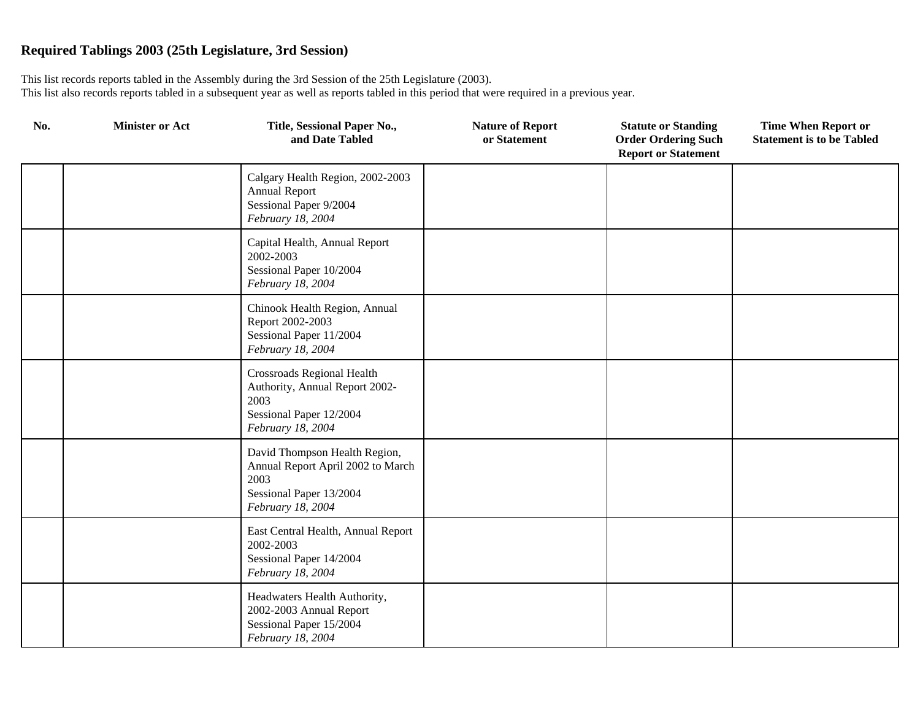## Required Tablings 2003 (25th Legislature, 3rd Session)

This list records reports tabled in the Assembly during the 3rd Session of the 25th Legislature (2003).
This list also records reports tabled in a subsequent year as well as reports tabled in this period that were required in a previous year.

| No. | Minister or Act | Title, Sessional Paper No., and Date Tabled | Nature of Report or Statement | Statute or Standing Order Ordering Such Report or Statement | Time When Report or Statement is to be Tabled |
|---|---|---|---|---|---|
| | | Calgary Health Region, 2002-2003 Annual Report<br>Sessional Paper 9/2004<br>*February 18, 2004* | | | |
| | | Capital Health, Annual Report 2002-2003<br>Sessional Paper 10/2004<br>*February 18, 2004* | | | |
| | | Chinook Health Region, Annual Report 2002-2003<br>Sessional Paper 11/2004<br>*February 18, 2004* | | | |
| | | Crossroads Regional Health Authority, Annual Report 2002-2003<br>Sessional Paper 12/2004<br>*February 18, 2004* | | | |
| | | David Thompson Health Region, Annual Report April 2002 to March 2003<br>Sessional Paper 13/2004<br>*February 18, 2004* | | | |
| | | East Central Health, Annual Report 2002-2003<br>Sessional Paper 14/2004<br>*February 18, 2004* | | | |
| | | Headwaters Health Authority, 2002-2003 Annual Report<br>Sessional Paper 15/2004<br>*February 18, 2004* | | | |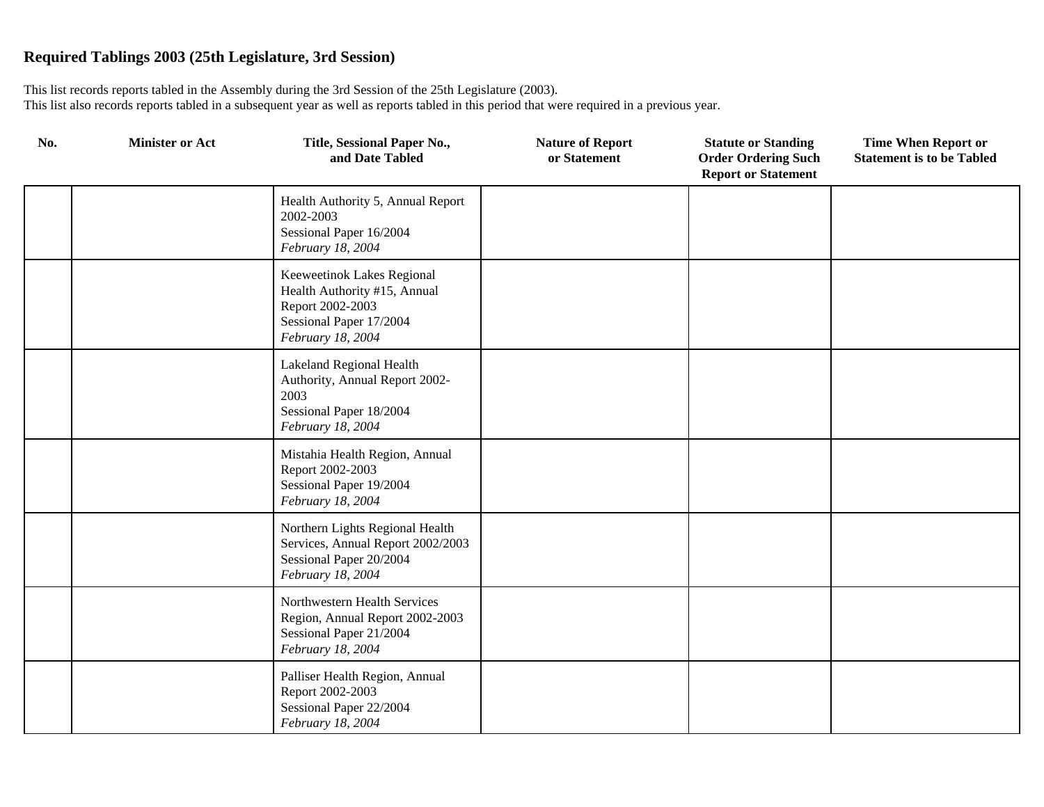## Required Tablings 2003 (25th Legislature, 3rd Session)

This list records reports tabled in the Assembly during the 3rd Session of the 25th Legislature (2003).
This list also records reports tabled in a subsequent year as well as reports tabled in this period that were required in a previous year.

| No. | Minister or Act | Title, Sessional Paper No., and Date Tabled | Nature of Report or Statement | Statute or Standing Order Ordering Such Report or Statement | Time When Report or Statement is to be Tabled |
|---|---|---|---|---|---|
| | | Health Authority 5, Annual Report 2002-2003<br>Sessional Paper 16/2004<br>*February 18, 2004* | | | |
| | | Keeweetinok Lakes Regional Health Authority #15, Annual Report 2002-2003<br>Sessional Paper 17/2004<br>*February 18, 2004* | | | |
| | | Lakeland Regional Health Authority, Annual Report 2002-2003<br>Sessional Paper 18/2004<br>*February 18, 2004* | | | |
| | | Mistahia Health Region, Annual Report 2002-2003<br>Sessional Paper 19/2004<br>*February 18, 2004* | | | |
| | | Northern Lights Regional Health Services, Annual Report 2002/2003<br>Sessional Paper 20/2004<br>*February 18, 2004* | | | |
| | | Northwestern Health Services Region, Annual Report 2002-2003<br>Sessional Paper 21/2004<br>*February 18, 2004* | | | |
| | | Palliser Health Region, Annual Report 2002-2003<br>Sessional Paper 22/2004<br>*February 18, 2004* | | | |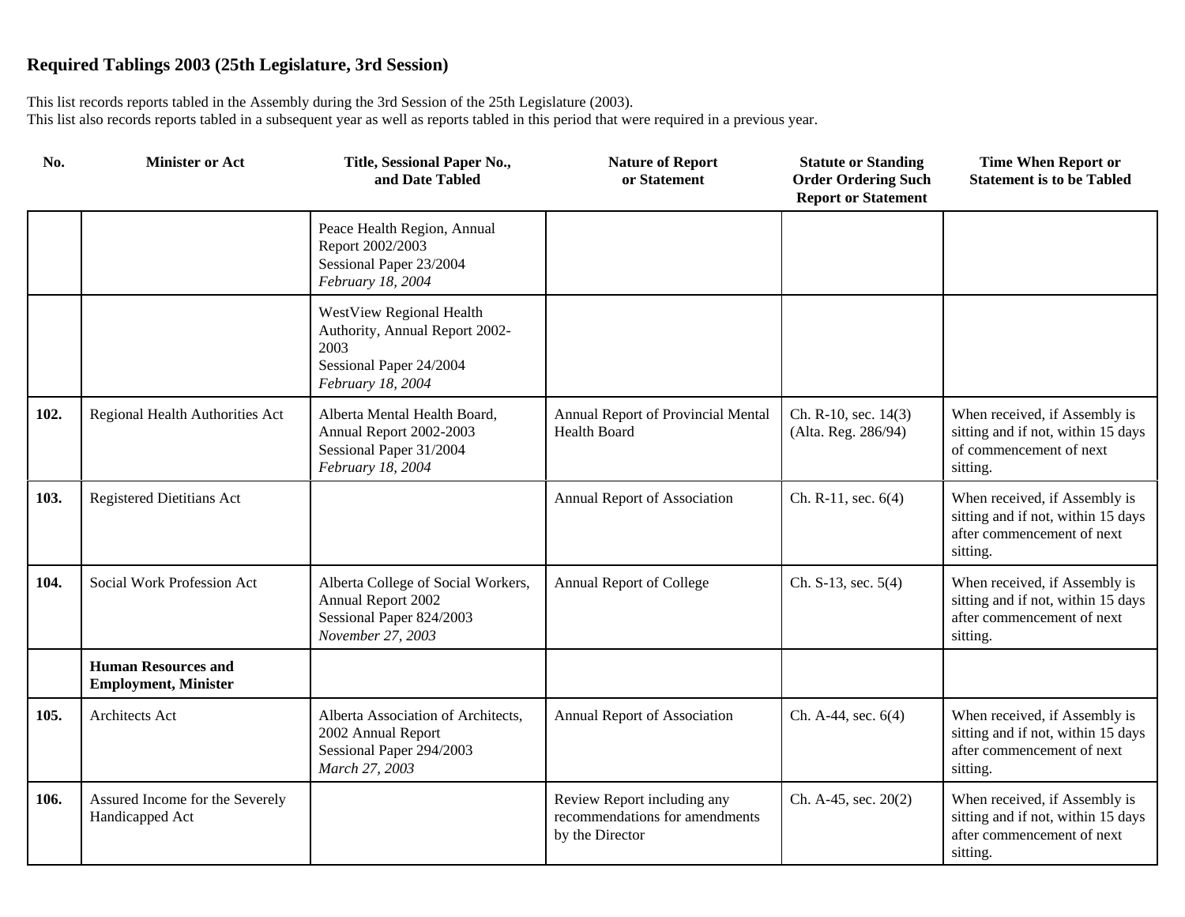## Required Tablings 2003 (25th Legislature, 3rd Session)

This list records reports tabled in the Assembly during the 3rd Session of the 25th Legislature (2003).
This list also records reports tabled in a subsequent year as well as reports tabled in this period that were required in a previous year.

| No. | Minister or Act | Title, Sessional Paper No., and Date Tabled | Nature of Report or Statement | Statute or Standing Order Ordering Such Report or Statement | Time When Report or Statement is to be Tabled |
|---|---|---|---|---|---|
| | | Peace Health Region, Annual Report 2002/2003<br>Sessional Paper 23/2004<br>*February 18, 2004* | | | |
| | | WestView Regional Health Authority, Annual Report 2002-2003<br>Sessional Paper 24/2004<br>*February 18, 2004* | | | |
| **102.** | Regional Health Authorities Act | Alberta Mental Health Board, Annual Report 2002-2003<br>Sessional Paper 31/2004<br>*February 18, 2004* | Annual Report of Provincial Mental Health Board | Ch. R-10, sec. 14(3) (Alta. Reg. 286/94) | When received, if Assembly is sitting and if not, within 15 days of commencement of next sitting. |
| **103.** | Registered Dietitians Act | | Annual Report of Association | Ch. R-11, sec. 6(4) | When received, if Assembly is sitting and if not, within 15 days after commencement of next sitting. |
| **104.** | Social Work Profession Act | Alberta College of Social Workers, Annual Report 2002<br>Sessional Paper 824/2003<br>*November 27, 2003* | Annual Report of College | Ch. S-13, sec. 5(4) | When received, if Assembly is sitting and if not, within 15 days after commencement of next sitting. |
| | **Human Resources and Employment, Minister** | | | | |
| **105.** | Architects Act | Alberta Association of Architects, 2002 Annual Report<br>Sessional Paper 294/2003<br>*March 27, 2003* | Annual Report of Association | Ch. A-44, sec. 6(4) | When received, if Assembly is sitting and if not, within 15 days after commencement of next sitting. |
| **106.** | Assured Income for the Severely Handicapped Act | | Review Report including any recommendations for amendments by the Director | Ch. A-45, sec. 20(2) | When received, if Assembly is sitting and if not, within 15 days after commencement of next sitting. |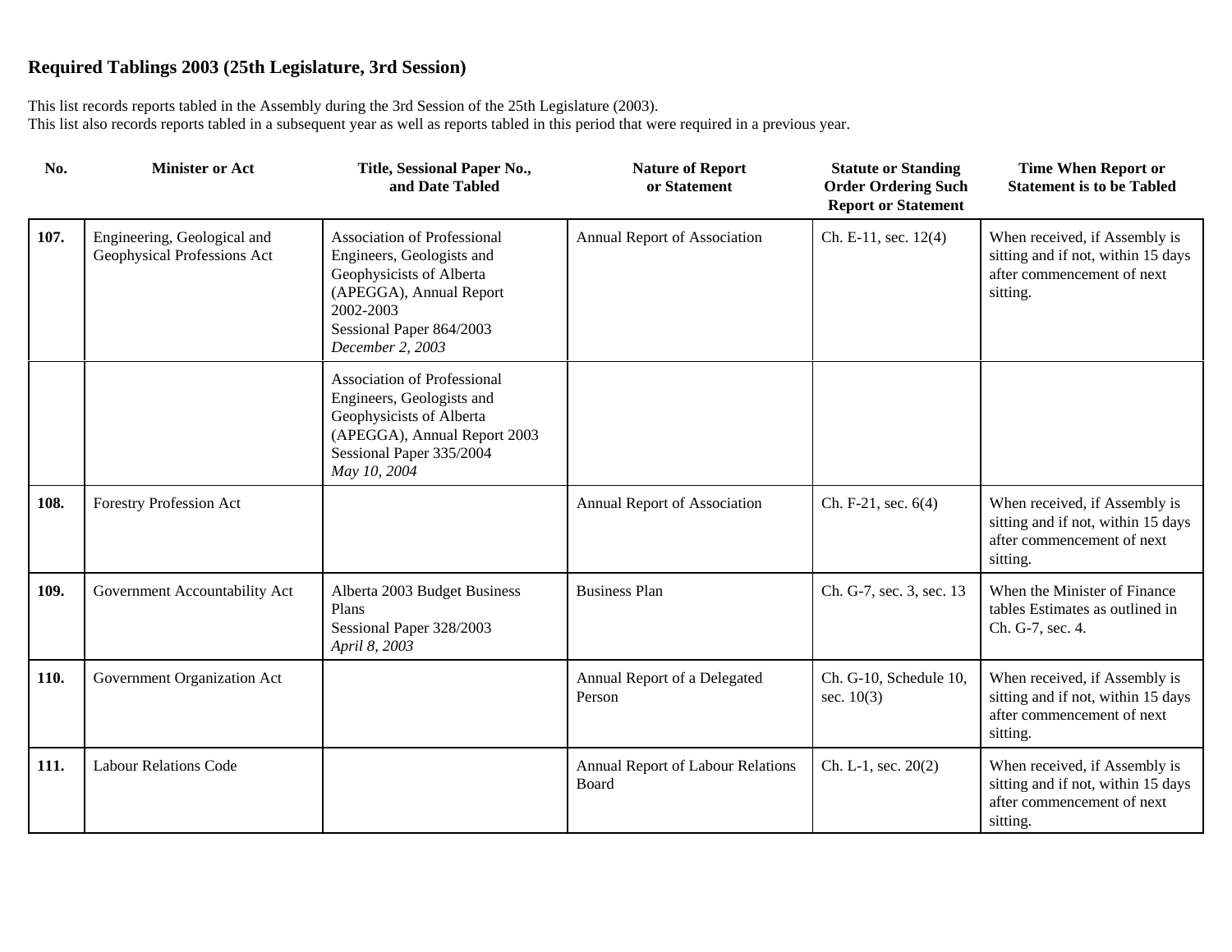## Required Tablings 2003 (25th Legislature, 3rd Session)

This list records reports tabled in the Assembly during the 3rd Session of the 25th Legislature (2003).
This list also records reports tabled in a subsequent year as well as reports tabled in this period that were required in a previous year.

| No. | Minister or Act | Title, Sessional Paper No., and Date Tabled | Nature of Report or Statement | Statute or Standing Order Ordering Such Report or Statement | Time When Report or Statement is to be Tabled |
|---|---|---|---|---|---|
| **107.** | Engineering, Geological and Geophysical Professions Act | Association of Professional Engineers, Geologists and Geophysicists of Alberta (APEGGA), Annual Report 2002-2003<br>Sessional Paper 864/2003<br>*December 2, 2003* | Annual Report of Association | Ch. E-11, sec. 12(4) | When received, if Assembly is sitting and if not, within 15 days after commencement of next sitting. |
| | | Association of Professional Engineers, Geologists and Geophysicists of Alberta (APEGGA), Annual Report 2003<br>Sessional Paper 335/2004<br>*May 10, 2004* | | | |
| **108.** | Forestry Profession Act | | Annual Report of Association | Ch. F-21, sec. 6(4) | When received, if Assembly is sitting and if not, within 15 days after commencement of next sitting. |
| **109.** | Government Accountability Act | Alberta 2003 Budget Business Plans<br>Sessional Paper 328/2003<br>*April 8, 2003* | Business Plan | Ch. G-7, sec. 3, sec. 13 | When the Minister of Finance tables Estimates as outlined in Ch. G-7, sec. 4. |
| **110.** | Government Organization Act | | Annual Report of a Delegated Person | Ch. G-10, Schedule 10, sec. 10(3) | When received, if Assembly is sitting and if not, within 15 days after commencement of next sitting. |
| **111.** | Labour Relations Code | | Annual Report of Labour Relations Board | Ch. L-1, sec. 20(2) | When received, if Assembly is sitting and if not, within 15 days after commencement of next sitting. |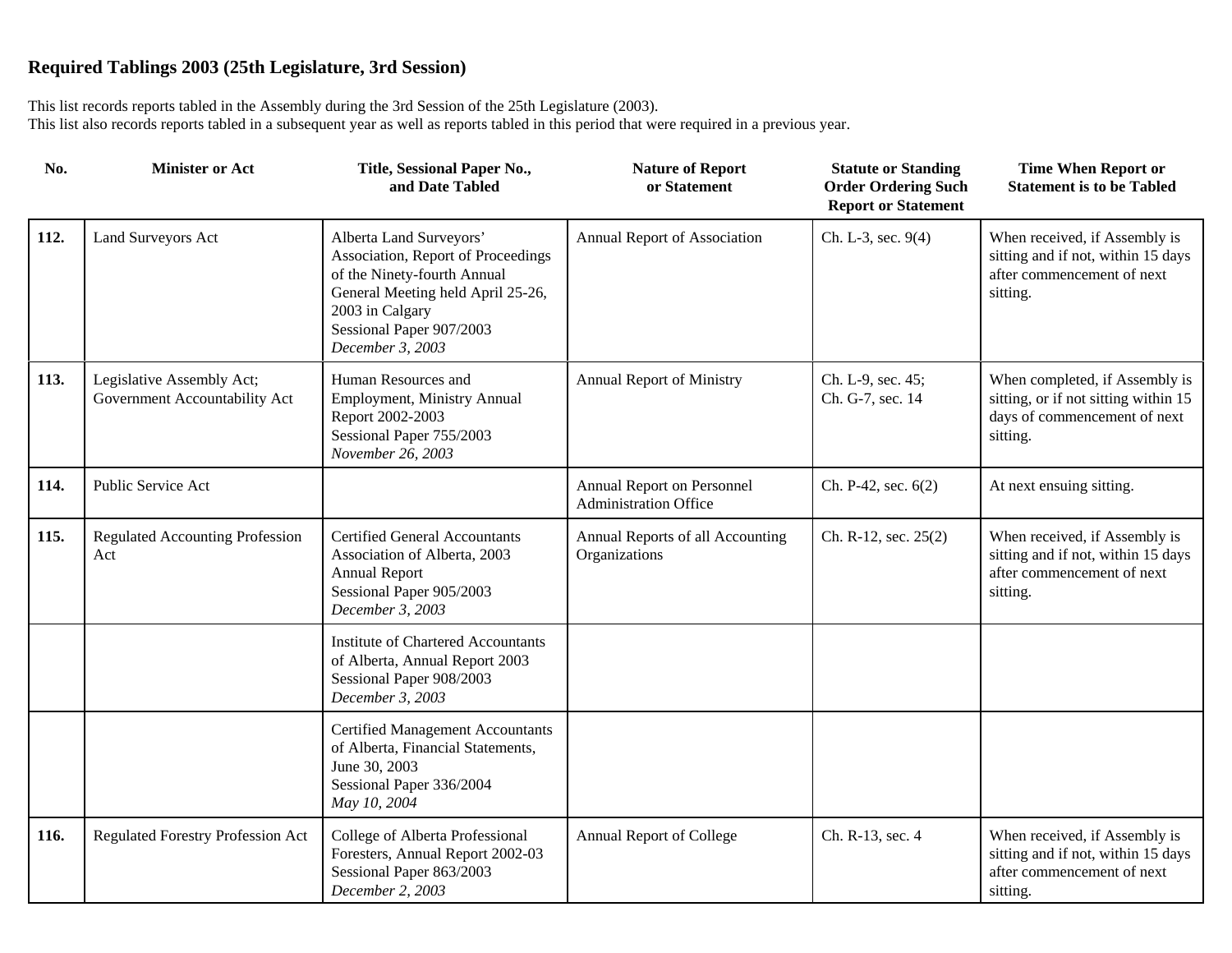## Required Tablings 2003 (25th Legislature, 3rd Session)

This list records reports tabled in the Assembly during the 3rd Session of the 25th Legislature (2003).
This list also records reports tabled in a subsequent year as well as reports tabled in this period that were required in a previous year.

| No. | Minister or Act | Title, Sessional Paper No., and Date Tabled | Nature of Report or Statement | Statute or Standing Order Ordering Such Report or Statement | Time When Report or Statement is to be Tabled |
|---|---|---|---|---|---|
| **112.** | Land Surveyors Act | Alberta Land Surveyors' Association, Report of Proceedings of the Ninety-fourth Annual General Meeting held April 25-26, 2003 in Calgary<br>Sessional Paper 907/2003<br>*December 3, 2003* | Annual Report of Association | Ch. L-3, sec. 9(4) | When received, if Assembly is sitting and if not, within 15 days after commencement of next sitting. |
| **113.** | Legislative Assembly Act; Government Accountability Act | Human Resources and Employment, Ministry Annual Report 2002-2003<br>Sessional Paper 755/2003<br>*November 26, 2003* | Annual Report of Ministry | Ch. L-9, sec. 45; Ch. G-7, sec. 14 | When completed, if Assembly is sitting, or if not sitting within 15 days of commencement of next sitting. |
| **114.** | Public Service Act | | Annual Report on Personnel Administration Office | Ch. P-42, sec. 6(2) | At next ensuing sitting. |
| **115.** | Regulated Accounting Profession Act | Certified General Accountants Association of Alberta, 2003 Annual Report<br>Sessional Paper 905/2003<br>*December 3, 2003* | Annual Reports of all Accounting Organizations | Ch. R-12, sec. 25(2) | When received, if Assembly is sitting and if not, within 15 days after commencement of next sitting. |
| | | Institute of Chartered Accountants of Alberta, Annual Report 2003<br>Sessional Paper 908/2003<br>*December 3, 2003* | | | |
| | | Certified Management Accountants of Alberta, Financial Statements, June 30, 2003<br>Sessional Paper 336/2004<br>*May 10, 2004* | | | |
| **116.** | Regulated Forestry Profession Act | College of Alberta Professional Foresters, Annual Report 2002-03<br>Sessional Paper 863/2003<br>*December 2, 2003* | Annual Report of College | Ch. R-13, sec. 4 | When received, if Assembly is sitting and if not, within 15 days after commencement of next sitting. |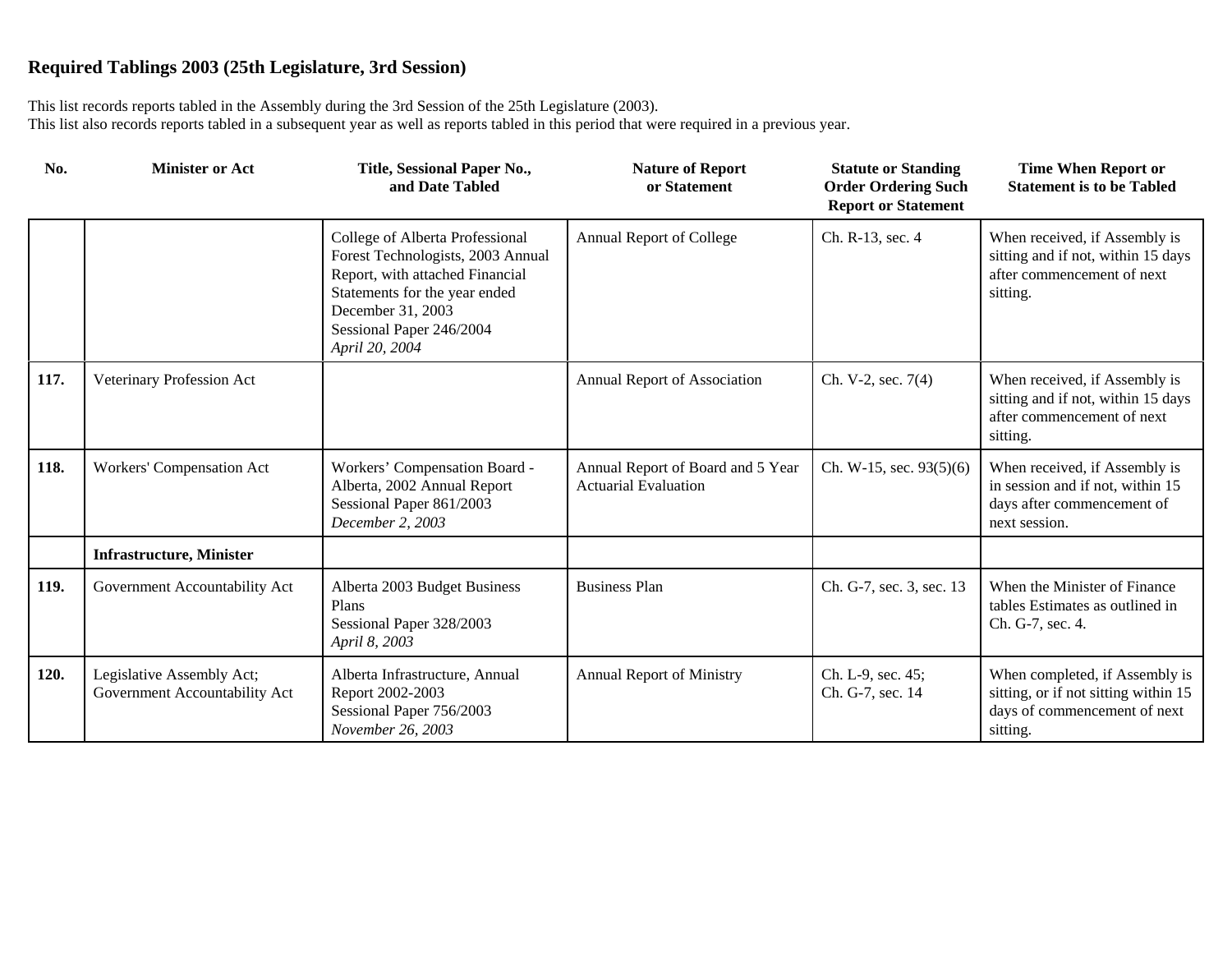## Required Tablings 2003 (25th Legislature, 3rd Session)

This list records reports tabled in the Assembly during the 3rd Session of the 25th Legislature (2003).
This list also records reports tabled in a subsequent year as well as reports tabled in this period that were required in a previous year.

| No. | Minister or Act | Title, Sessional Paper No., and Date Tabled | Nature of Report or Statement | Statute or Standing Order Ordering Such Report or Statement | Time When Report or Statement is to be Tabled |
|---|---|---|---|---|---|
| | | College of Alberta Professional Forest Technologists, 2003 Annual Report, with attached Financial Statements for the year ended December 31, 2003<br>Sessional Paper 246/2004<br>*April 20, 2004* | Annual Report of College | Ch. R-13, sec. 4 | When received, if Assembly is sitting and if not, within 15 days after commencement of next sitting. |
| **117.** | Veterinary Profession Act | | Annual Report of Association | Ch. V-2, sec. 7(4) | When received, if Assembly is sitting and if not, within 15 days after commencement of next sitting. |
| **118.** | Workers' Compensation Act | Workers' Compensation Board - Alberta, 2002 Annual Report<br>Sessional Paper 861/2003<br>*December 2, 2003* | Annual Report of Board and 5 Year Actuarial Evaluation | Ch. W-15, sec. 93(5)(6) | When received, if Assembly is in session and if not, within 15 days after commencement of next session. |
| | **Infrastructure, Minister** | | | | |
| **119.** | Government Accountability Act | Alberta 2003 Budget Business Plans<br>Sessional Paper 328/2003<br>*April 8, 2003* | Business Plan | Ch. G-7, sec. 3, sec. 13 | When the Minister of Finance tables Estimates as outlined in Ch. G-7, sec. 4. |
| **120.** | Legislative Assembly Act; Government Accountability Act | Alberta Infrastructure, Annual Report 2002-2003<br>Sessional Paper 756/2003<br>*November 26, 2003* | Annual Report of Ministry | Ch. L-9, sec. 45;<br>Ch. G-7, sec. 14 | When completed, if Assembly is sitting, or if not sitting within 15 days of commencement of next sitting. |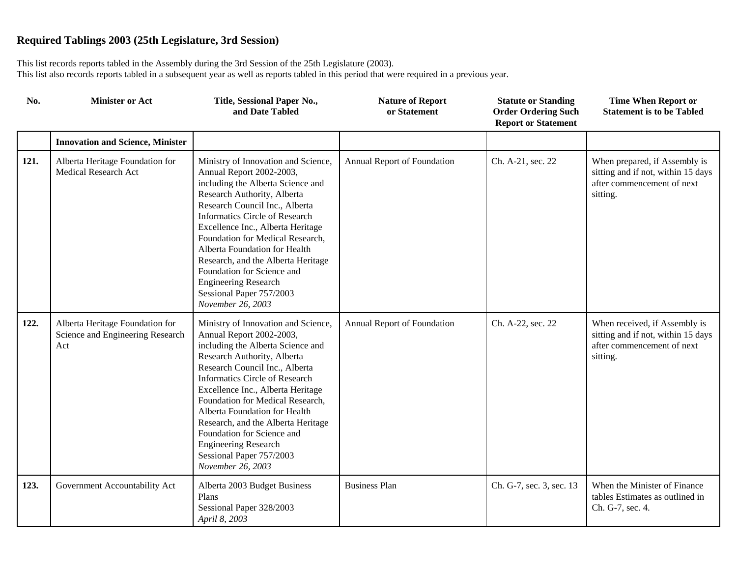## Required Tablings 2003 (25th Legislature, 3rd Session)

This list records reports tabled in the Assembly during the 3rd Session of the 25th Legislature (2003).
This list also records reports tabled in a subsequent year as well as reports tabled in this period that were required in a previous year.

| No. | Minister or Act | Title, Sessional Paper No., and Date Tabled | Nature of Report or Statement | Statute or Standing Order Ordering Such Report or Statement | Time When Report or Statement is to be Tabled |
|---|---|---|---|---|---|
| | **Innovation and Science, Minister** | | | | |
| **121.** | Alberta Heritage Foundation for Medical Research Act | Ministry of Innovation and Science, Annual Report 2002-2003, including the Alberta Science and Research Authority, Alberta Research Council Inc., Alberta Informatics Circle of Research Excellence Inc., Alberta Heritage Foundation for Medical Research, Alberta Foundation for Health Research, and the Alberta Heritage Foundation for Science and Engineering Research Sessional Paper 757/2003 *November 26, 2003* | Annual Report of Foundation | Ch. A-21, sec. 22 | When prepared, if Assembly is sitting and if not, within 15 days after commencement of next sitting. |
| **122.** | Alberta Heritage Foundation for Science and Engineering Research Act | Ministry of Innovation and Science, Annual Report 2002-2003, including the Alberta Science and Research Authority, Alberta Research Council Inc., Alberta Informatics Circle of Research Excellence Inc., Alberta Heritage Foundation for Medical Research, Alberta Foundation for Health Research, and the Alberta Heritage Foundation for Science and Engineering Research Sessional Paper 757/2003 *November 26, 2003* | Annual Report of Foundation | Ch. A-22, sec. 22 | When received, if Assembly is sitting and if not, within 15 days after commencement of next sitting. |
| **123.** | Government Accountability Act | Alberta 2003 Budget Business Plans Sessional Paper 328/2003 *April 8, 2003* | Business Plan | Ch. G-7, sec. 3, sec. 13 | When the Minister of Finance tables Estimates as outlined in Ch. G-7, sec. 4. |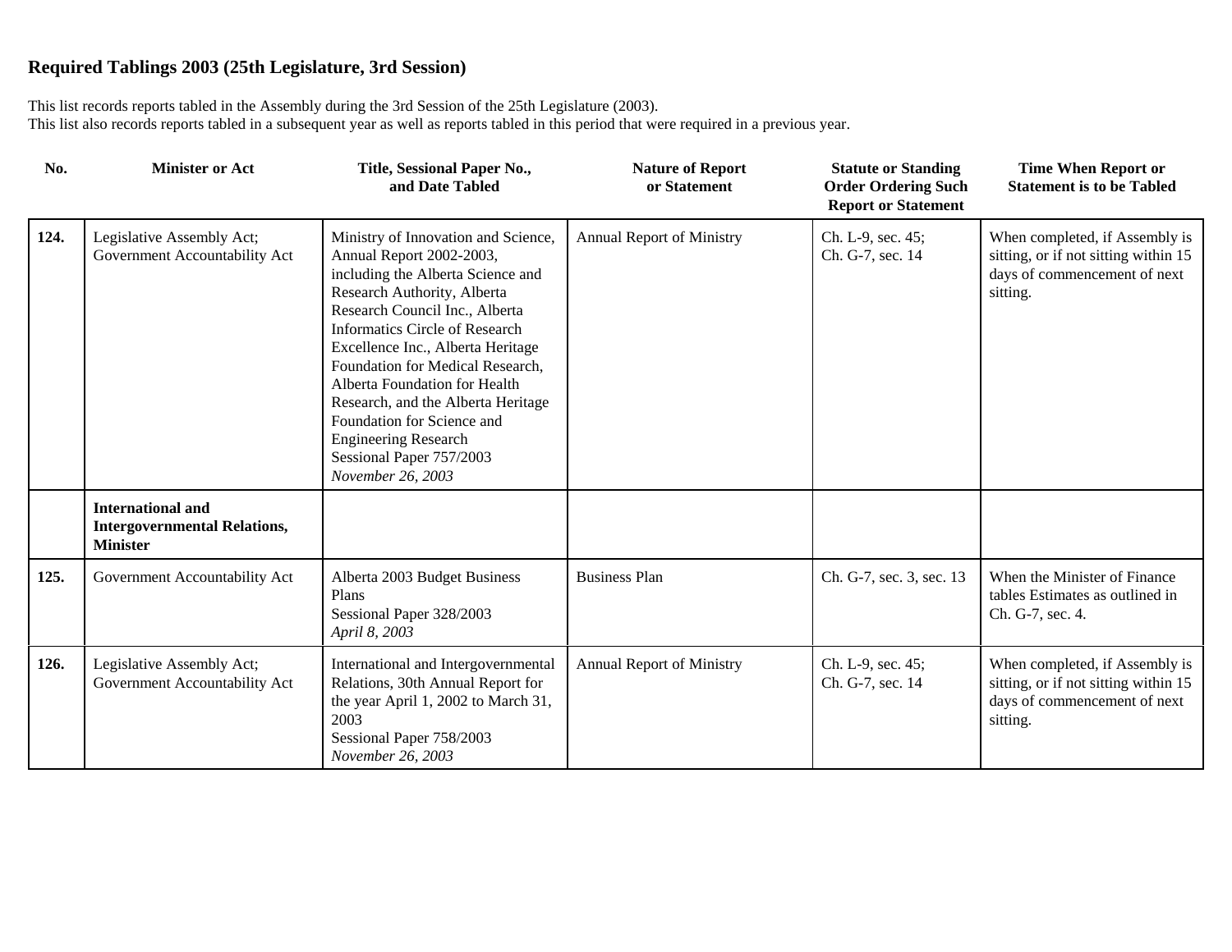## Required Tablings 2003 (25th Legislature, 3rd Session)

This list records reports tabled in the Assembly during the 3rd Session of the 25th Legislature (2003).
This list also records reports tabled in a subsequent year as well as reports tabled in this period that were required in a previous year.

| No. | Minister or Act | Title, Sessional Paper No., and Date Tabled | Nature of Report or Statement | Statute or Standing Order Ordering Such Report or Statement | Time When Report or Statement is to be Tabled |
|---|---|---|---|---|---|
| **124.** | Legislative Assembly Act; Government Accountability Act | Ministry of Innovation and Science, Annual Report 2002-2003, including the Alberta Science and Research Authority, Alberta Research Council Inc., Alberta Informatics Circle of Research Excellence Inc., Alberta Heritage Foundation for Medical Research, Alberta Foundation for Health Research, and the Alberta Heritage Foundation for Science and Engineering Research Sessional Paper 757/2003 *November 26, 2003* | Annual Report of Ministry | Ch. L-9, sec. 45; Ch. G-7, sec. 14 | When completed, if Assembly is sitting, or if not sitting within 15 days of commencement of next sitting. |
| | **International and Intergovernmental Relations, Minister** | | | | |
| **125.** | Government Accountability Act | Alberta 2003 Budget Business Plans Sessional Paper 328/2003 *April 8, 2003* | Business Plan | Ch. G-7, sec. 3, sec. 13 | When the Minister of Finance tables Estimates as outlined in Ch. G-7, sec. 4. |
| **126.** | Legislative Assembly Act; Government Accountability Act | International and Intergovernmental Relations, 30th Annual Report for the year April 1, 2002 to March 31, 2003 Sessional Paper 758/2003 *November 26, 2003* | Annual Report of Ministry | Ch. L-9, sec. 45; Ch. G-7, sec. 14 | When completed, if Assembly is sitting, or if not sitting within 15 days of commencement of next sitting. |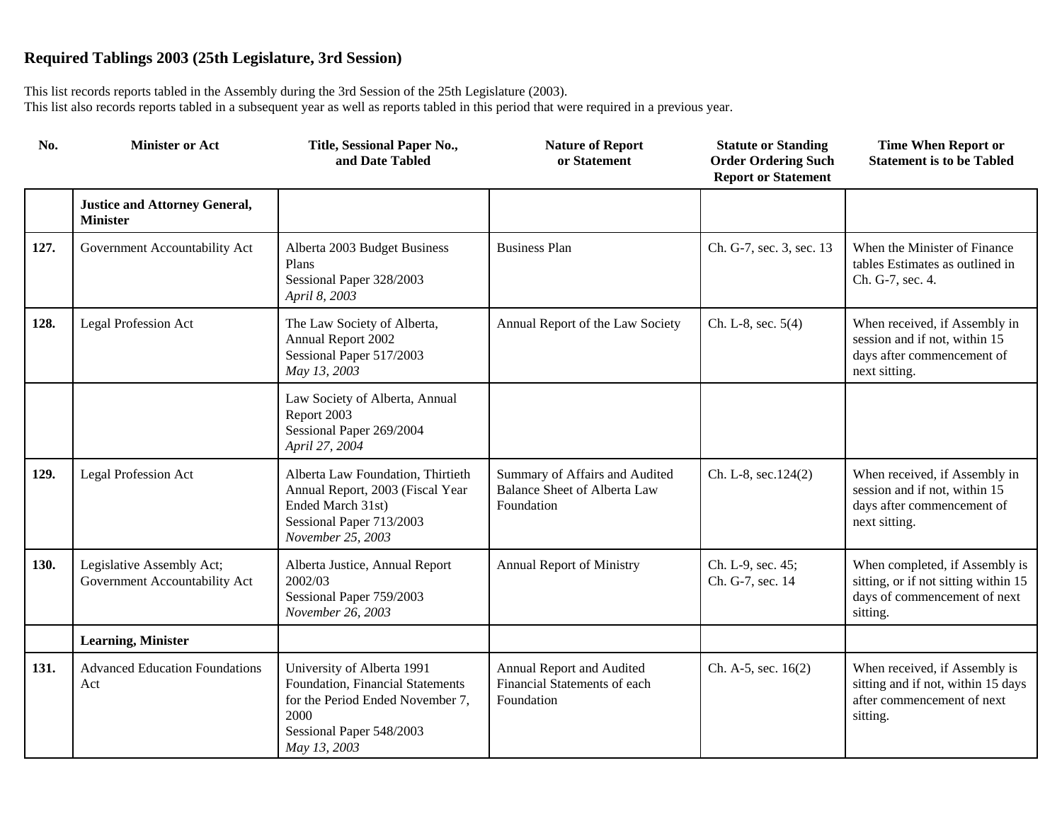## Required Tablings 2003 (25th Legislature, 3rd Session)

This list records reports tabled in the Assembly during the 3rd Session of the 25th Legislature (2003).
This list also records reports tabled in a subsequent year as well as reports tabled in this period that were required in a previous year.

| No. | Minister or Act | Title, Sessional Paper No., and Date Tabled | Nature of Report or Statement | Statute or Standing Order Ordering Such Report or Statement | Time When Report or Statement is to be Tabled |
|---|---|---|---|---|---|
| | **Justice and Attorney General, Minister** | | | | |
| **127.** | Government Accountability Act | Alberta 2003 Budget Business Plans<br>Sessional Paper 328/2003<br>*April 8, 2003* | Business Plan | Ch. G-7, sec. 3, sec. 13 | When the Minister of Finance tables Estimates as outlined in Ch. G-7, sec. 4. |
| **128.** | Legal Profession Act | The Law Society of Alberta, Annual Report 2002<br>Sessional Paper 517/2003<br>*May 13, 2003* | Annual Report of the Law Society | Ch. L-8, sec. 5(4) | When received, if Assembly in session and if not, within 15 days after commencement of next sitting. |
| | | Law Society of Alberta, Annual Report 2003<br>Sessional Paper 269/2004<br>*April 27, 2004* | | | |
| **129.** | Legal Profession Act | Alberta Law Foundation, Thirtieth Annual Report, 2003 (Fiscal Year Ended March 31st)<br>Sessional Paper 713/2003<br>*November 25, 2003* | Summary of Affairs and Audited Balance Sheet of Alberta Law Foundation | Ch. L-8, sec.124(2) | When received, if Assembly in session and if not, within 15 days after commencement of next sitting. |
| **130.** | Legislative Assembly Act; Government Accountability Act | Alberta Justice, Annual Report 2002/03<br>Sessional Paper 759/2003<br>*November 26, 2003* | Annual Report of Ministry | Ch. L-9, sec. 45;<br>Ch. G-7, sec. 14 | When completed, if Assembly is sitting, or if not sitting within 15 days of commencement of next sitting. |
| | **Learning, Minister** | | | | |
| **131.** | Advanced Education Foundations Act | University of Alberta 1991 Foundation, Financial Statements for the Period Ended November 7, 2000<br>Sessional Paper 548/2003<br>*May 13, 2003* | Annual Report and Audited Financial Statements of each Foundation | Ch. A-5, sec. 16(2) | When received, if Assembly is sitting and if not, within 15 days after commencement of next sitting. |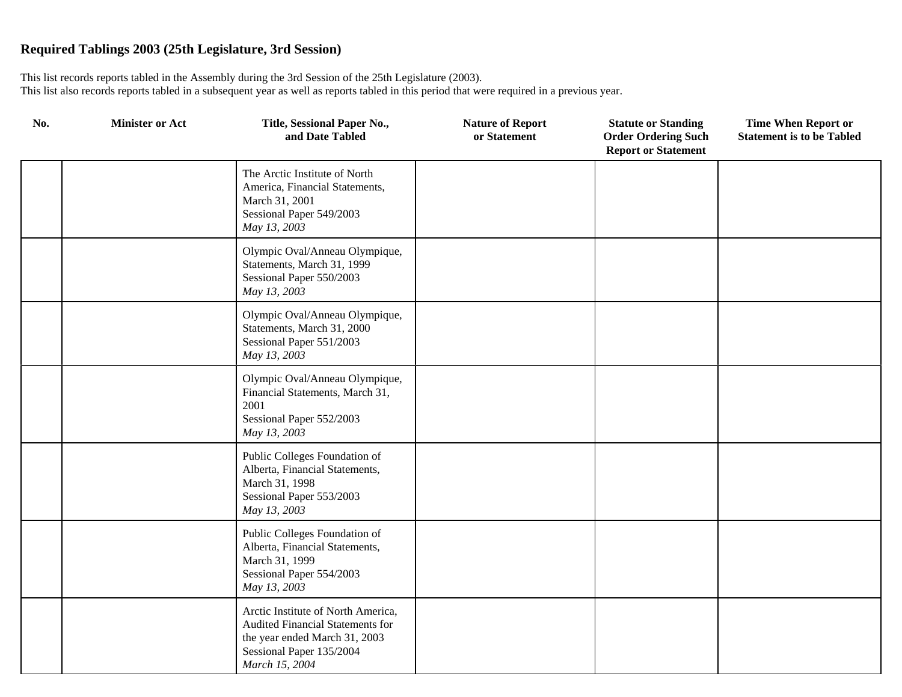# Required Tablings 2003 (25th Legislature, 3rd Session)

This list records reports tabled in the Assembly during the 3rd Session of the 25th Legislature (2003).
This list also records reports tabled in a subsequent year as well as reports tabled in this period that were required in a previous year.

| No. | Minister or Act | Title, Sessional Paper No., and Date Tabled | Nature of Report or Statement | Statute or Standing Order Ordering Such Report or Statement | Time When Report or Statement is to be Tabled |
|---|---|---|---|---|---|
| | | The Arctic Institute of North America, Financial Statements, March 31, 2001<br>Sessional Paper 549/2003<br>*May 13, 2003* | | | |
| | | Olympic Oval/Anneau Olympique, Statements, March 31, 1999<br>Sessional Paper 550/2003<br>*May 13, 2003* | | | |
| | | Olympic Oval/Anneau Olympique, Statements, March 31, 2000<br>Sessional Paper 551/2003<br>*May 13, 2003* | | | |
| | | Olympic Oval/Anneau Olympique, Financial Statements, March 31, 2001<br>Sessional Paper 552/2003<br>*May 13, 2003* | | | |
| | | Public Colleges Foundation of Alberta, Financial Statements, March 31, 1998<br>Sessional Paper 553/2003<br>*May 13, 2003* | | | |
| | | Public Colleges Foundation of Alberta, Financial Statements, March 31, 1999<br>Sessional Paper 554/2003<br>*May 13, 2003* | | | |
| | | Arctic Institute of North America, Audited Financial Statements for the year ended March 31, 2003<br>Sessional Paper 135/2004<br>*March 15, 2004* | | | |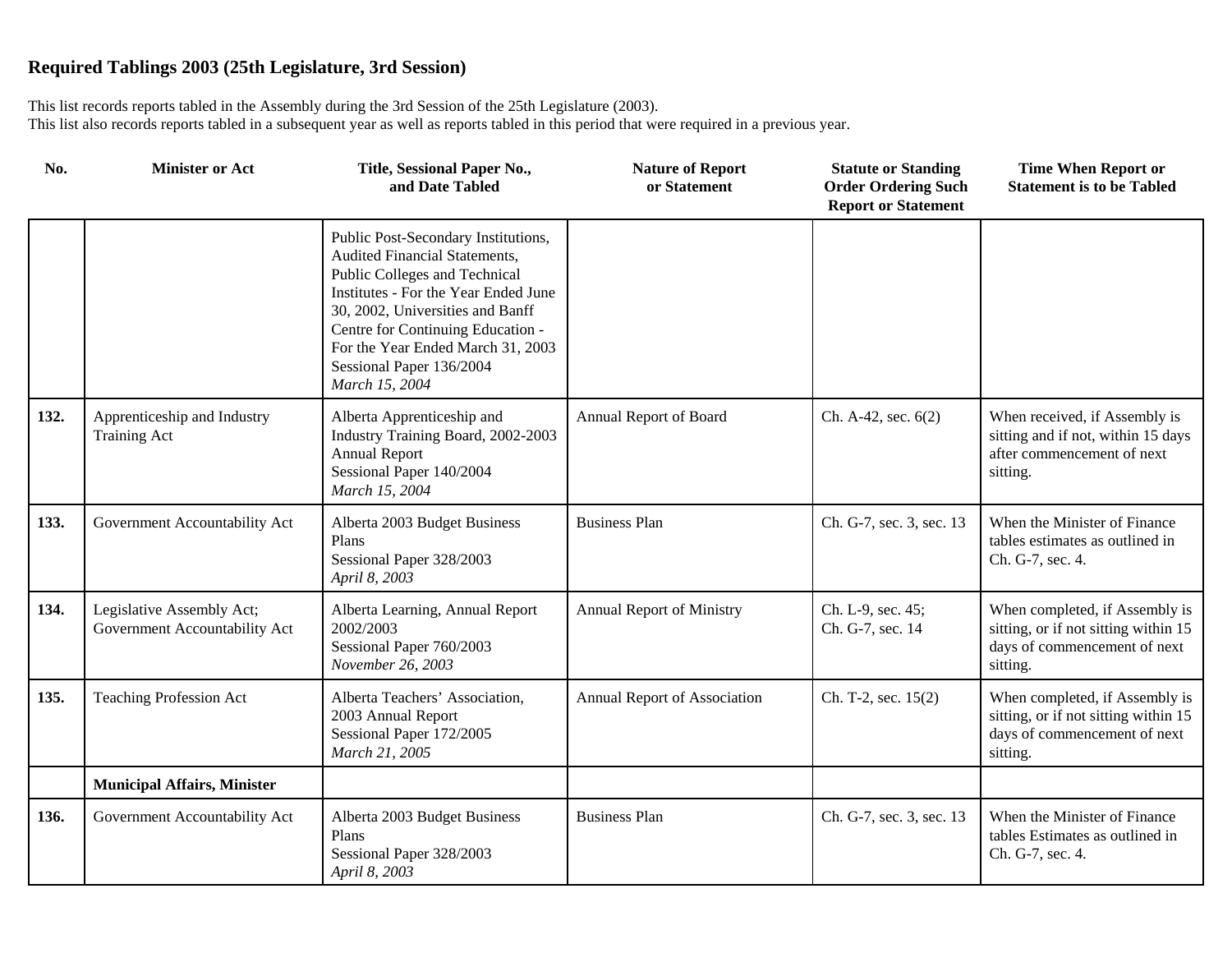## Required Tablings 2003 (25th Legislature, 3rd Session)

This list records reports tabled in the Assembly during the 3rd Session of the 25th Legislature (2003).
This list also records reports tabled in a subsequent year as well as reports tabled in this period that were required in a previous year.

| No. | Minister or Act | Title, Sessional Paper No., and Date Tabled | Nature of Report or Statement | Statute or Standing Order Ordering Such Report or Statement | Time When Report or Statement is to be Tabled |
|---|---|---|---|---|---|
| | | Public Post-Secondary Institutions, Audited Financial Statements, Public Colleges and Technical Institutes - For the Year Ended June 30, 2002, Universities and Banff Centre for Continuing Education - For the Year Ended March 31, 2003<br>Sessional Paper 136/2004<br>*March 15, 2004* | | | |
| **132.** | Apprenticeship and Industry Training Act | Alberta Apprenticeship and Industry Training Board, 2002-2003 Annual Report<br>Sessional Paper 140/2004<br>*March 15, 2004* | Annual Report of Board | Ch. A-42, sec. 6(2) | When received, if Assembly is sitting and if not, within 15 days after commencement of next sitting. |
| **133.** | Government Accountability Act | Alberta 2003 Budget Business Plans<br>Sessional Paper 328/2003<br>*April 8, 2003* | Business Plan | Ch. G-7, sec. 3, sec. 13 | When the Minister of Finance tables estimates as outlined in Ch. G-7, sec. 4. |
| **134.** | Legislative Assembly Act; Government Accountability Act | Alberta Learning, Annual Report 2002/2003<br>Sessional Paper 760/2003<br>*November 26, 2003* | Annual Report of Ministry | Ch. L-9, sec. 45;<br>Ch. G-7, sec. 14 | When completed, if Assembly is sitting, or if not sitting within 15 days of commencement of next sitting. |
| **135.** | Teaching Profession Act | Alberta Teachers' Association, 2003 Annual Report<br>Sessional Paper 172/2005<br>*March 21, 2005* | Annual Report of Association | Ch. T-2, sec. 15(2) | When completed, if Assembly is sitting, or if not sitting within 15 days of commencement of next sitting. |
| | **Municipal Affairs, Minister** | | | | |
| **136.** | Government Accountability Act | Alberta 2003 Budget Business Plans<br>Sessional Paper 328/2003<br>*April 8, 2003* | Business Plan | Ch. G-7, sec. 3, sec. 13 | When the Minister of Finance tables Estimates as outlined in Ch. G-7, sec. 4. |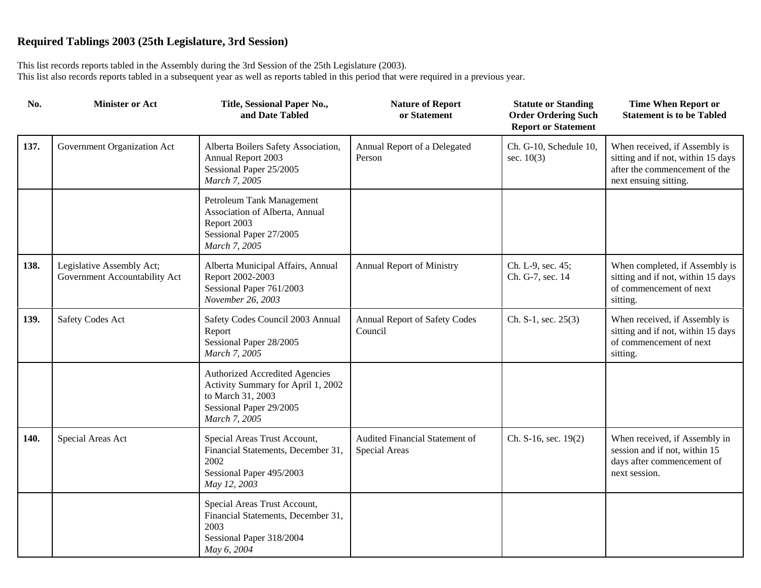## Required Tablings 2003 (25th Legislature, 3rd Session)

This list records reports tabled in the Assembly during the 3rd Session of the 25th Legislature (2003).
This list also records reports tabled in a subsequent year as well as reports tabled in this period that were required in a previous year.

| No. | Minister or Act | Title, Sessional Paper No., and Date Tabled | Nature of Report or Statement | Statute or Standing Order Ordering Such Report or Statement | Time When Report or Statement is to be Tabled |
|---|---|---|---|---|---|
| **137.** | Government Organization Act | Alberta Boilers Safety Association, Annual Report 2003<br>Sessional Paper 25/2005<br>*March 7, 2005* | Annual Report of a Delegated Person | Ch. G-10, Schedule 10, sec. 10(3) | When received, if Assembly is sitting and if not, within 15 days after the commencement of the next ensuing sitting. |
| | | Petroleum Tank Management Association of Alberta, Annual Report 2003<br>Sessional Paper 27/2005<br>*March 7, 2005* | | | |
| **138.** | Legislative Assembly Act; Government Accountability Act | Alberta Municipal Affairs, Annual Report 2002-2003<br>Sessional Paper 761/2003<br>*November 26, 2003* | Annual Report of Ministry | Ch. L-9, sec. 45;<br>Ch. G-7, sec. 14 | When completed, if Assembly is sitting and if not, within 15 days of commencement of next sitting. |
| **139.** | Safety Codes Act | Safety Codes Council 2003 Annual Report<br>Sessional Paper 28/2005<br>*March 7, 2005* | Annual Report of Safety Codes Council | Ch. S-1, sec. 25(3) | When received, if Assembly is sitting and if not, within 15 days of commencement of next sitting. |
| | | Authorized Accredited Agencies Activity Summary for April 1, 2002 to March 31, 2003<br>Sessional Paper 29/2005<br>*March 7, 2005* | | | |
| **140.** | Special Areas Act | Special Areas Trust Account, Financial Statements, December 31, 2002<br>Sessional Paper 495/2003<br>*May 12, 2003* | Audited Financial Statement of Special Areas | Ch. S-16, sec. 19(2) | When received, if Assembly in session and if not, within 15 days after commencement of next session. |
| | | Special Areas Trust Account, Financial Statements, December 31, 2003<br>Sessional Paper 318/2004<br>*May 6, 2004* | | | |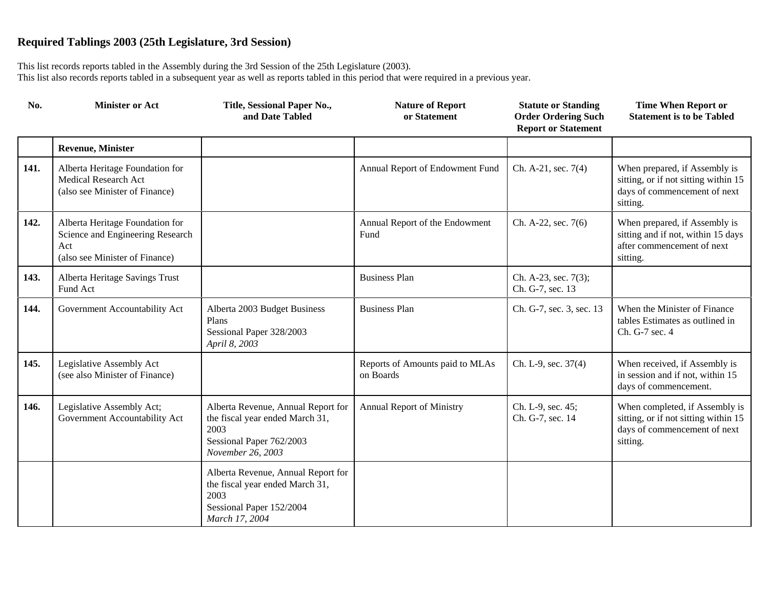# Required Tablings 2003 (25th Legislature, 3rd Session)

This list records reports tabled in the Assembly during the 3rd Session of the 25th Legislature (2003).
This list also records reports tabled in a subsequent year as well as reports tabled in this period that were required in a previous year.

| No. | Minister or Act | Title, Sessional Paper No., and Date Tabled | Nature of Report or Statement | Statute or Standing Order Ordering Such Report or Statement | Time When Report or Statement is to be Tabled |
|---|---|---|---|---|---|
| | **Revenue, Minister** | | | | |
| **141.** | Alberta Heritage Foundation for Medical Research Act (also see Minister of Finance) | | Annual Report of Endowment Fund | Ch. A-21, sec. 7(4) | When prepared, if Assembly is sitting, or if not sitting within 15 days of commencement of next sitting. |
| **142.** | Alberta Heritage Foundation for Science and Engineering Research Act (also see Minister of Finance) | | Annual Report of the Endowment Fund | Ch. A-22, sec. 7(6) | When prepared, if Assembly is sitting and if not, within 15 days after commencement of next sitting. |
| **143.** | Alberta Heritage Savings Trust Fund Act | | Business Plan | Ch. A-23, sec. 7(3); Ch. G-7, sec. 13 | |
| **144.** | Government Accountability Act | Alberta 2003 Budget Business Plans<br>Sessional Paper 328/2003<br>*April 8, 2003* | Business Plan | Ch. G-7, sec. 3, sec. 13 | When the Minister of Finance tables Estimates as outlined in Ch. G-7 sec. 4 |
| **145.** | Legislative Assembly Act (see also Minister of Finance) | | Reports of Amounts paid to MLAs on Boards | Ch. L-9, sec. 37(4) | When received, if Assembly is in session and if not, within 15 days of commencement. |
| **146.** | Legislative Assembly Act; Government Accountability Act | Alberta Revenue, Annual Report for the fiscal year ended March 31, 2003<br>Sessional Paper 762/2003<br>*November 26, 2003* | Annual Report of Ministry | Ch. L-9, sec. 45; Ch. G-7, sec. 14 | When completed, if Assembly is sitting, or if not sitting within 15 days of commencement of next sitting. |
| | | Alberta Revenue, Annual Report for the fiscal year ended March 31, 2003<br>Sessional Paper 152/2004<br>*March 17, 2004* | | | |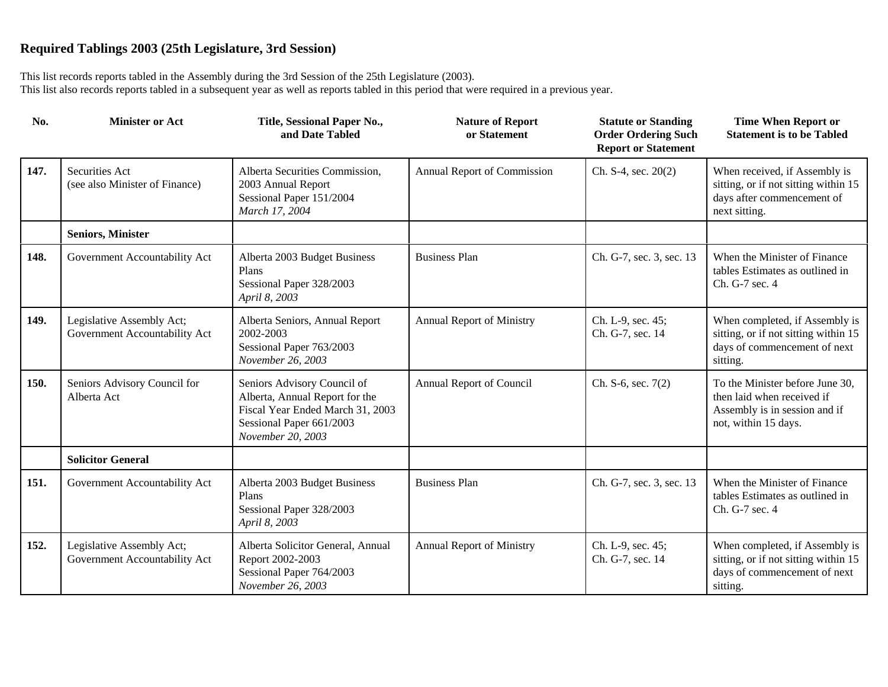# Required Tablings 2003 (25th Legislature, 3rd Session)

This list records reports tabled in the Assembly during the 3rd Session of the 25th Legislature (2003).
This list also records reports tabled in a subsequent year as well as reports tabled in this period that were required in a previous year.

| No. | Minister or Act | Title, Sessional Paper No., and Date Tabled | Nature of Report or Statement | Statute or Standing Order Ordering Such Report or Statement | Time When Report or Statement is to be Tabled |
|---|---|---|---|---|---|
| 147. | Securities Act (see also Minister of Finance) | Alberta Securities Commission, 2003 Annual Report Sessional Paper 151/2004 *March 17, 2004* | Annual Report of Commission | Ch. S-4, sec. 20(2) | When received, if Assembly is sitting, or if not sitting within 15 days after commencement of next sitting. |
| | **Seniors, Minister** | | | | |
| 148. | Government Accountability Act | Alberta 2003 Budget Business Plans Sessional Paper 328/2003 *April 8, 2003* | Business Plan | Ch. G-7, sec. 3, sec. 13 | When the Minister of Finance tables Estimates as outlined in Ch. G-7 sec. 4 |
| 149. | Legislative Assembly Act; Government Accountability Act | Alberta Seniors, Annual Report 2002-2003 Sessional Paper 763/2003 *November 26, 2003* | Annual Report of Ministry | Ch. L-9, sec. 45; Ch. G-7, sec. 14 | When completed, if Assembly is sitting, or if not sitting within 15 days of commencement of next sitting. |
| 150. | Seniors Advisory Council for Alberta Act | Seniors Advisory Council of Alberta, Annual Report for the Fiscal Year Ended March 31, 2003 Sessional Paper 661/2003 *November 20, 2003* | Annual Report of Council | Ch. S-6, sec. 7(2) | To the Minister before June 30, then laid when received if Assembly is in session and if not, within 15 days. |
| | **Solicitor General** | | | | |
| 151. | Government Accountability Act | Alberta 2003 Budget Business Plans Sessional Paper 328/2003 *April 8, 2003* | Business Plan | Ch. G-7, sec. 3, sec. 13 | When the Minister of Finance tables Estimates as outlined in Ch. G-7 sec. 4 |
| 152. | Legislative Assembly Act; Government Accountability Act | Alberta Solicitor General, Annual Report 2002-2003 Sessional Paper 764/2003 *November 26, 2003* | Annual Report of Ministry | Ch. L-9, sec. 45; Ch. G-7, sec. 14 | When completed, if Assembly is sitting, or if not sitting within 15 days of commencement of next sitting. |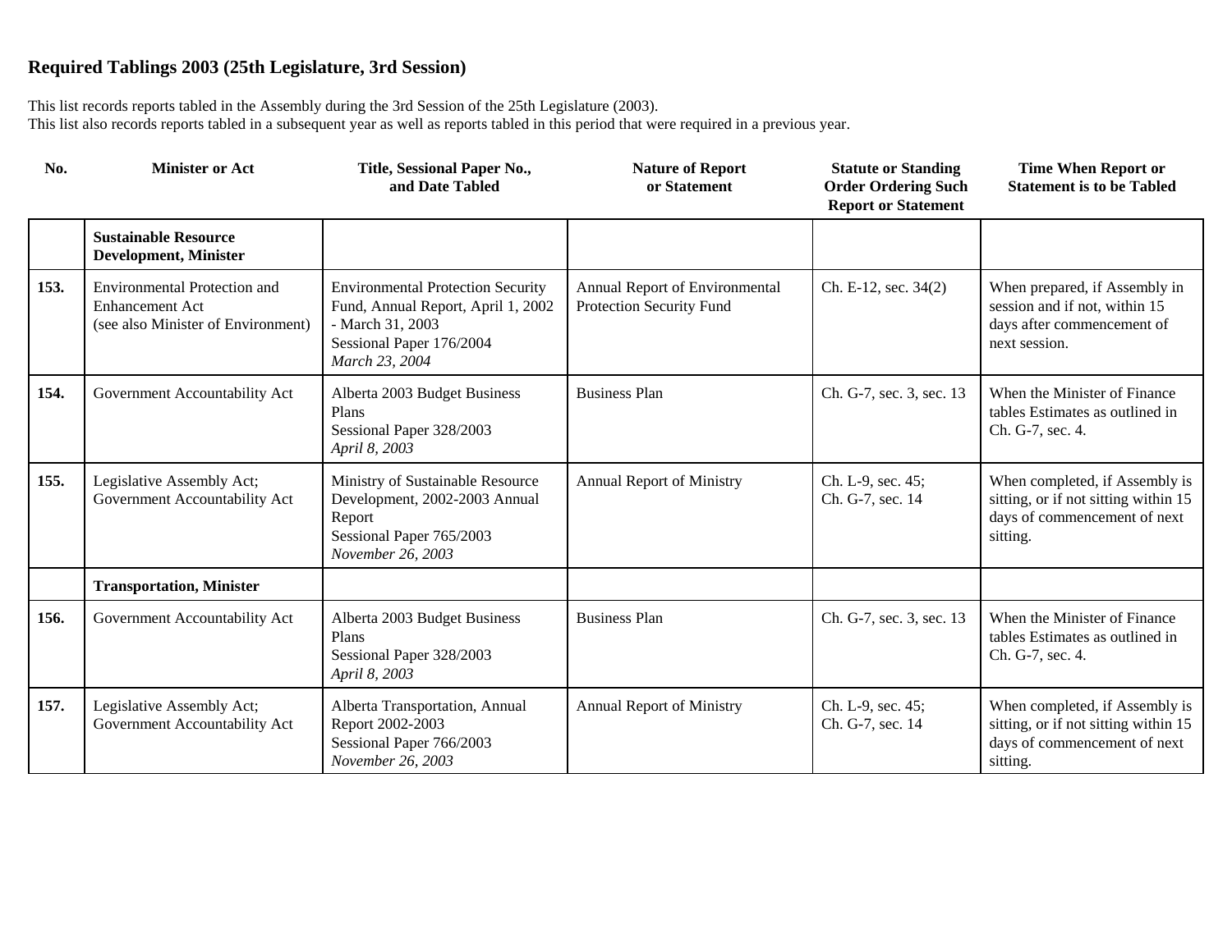## Required Tablings 2003 (25th Legislature, 3rd Session)

This list records reports tabled in the Assembly during the 3rd Session of the 25th Legislature (2003).
This list also records reports tabled in a subsequent year as well as reports tabled in this period that were required in a previous year.

| No. | Minister or Act | Title, Sessional Paper No., and Date Tabled | Nature of Report or Statement | Statute or Standing Order Ordering Such Report or Statement | Time When Report or Statement is to be Tabled |
|---|---|---|---|---|---|
| | **Sustainable Resource Development, Minister** | | | | |
| **153.** | Environmental Protection and Enhancement Act (see also Minister of Environment) | Environmental Protection Security Fund, Annual Report, April 1, 2002 - March 31, 2003<br>Sessional Paper 176/2004<br>*March 23, 2004* | Annual Report of Environmental Protection Security Fund | Ch. E-12, sec. 34(2) | When prepared, if Assembly in session and if not, within 15 days after commencement of next session. |
| **154.** | Government Accountability Act | Alberta 2003 Budget Business Plans<br>Sessional Paper 328/2003<br>*April 8, 2003* | Business Plan | Ch. G-7, sec. 3, sec. 13 | When the Minister of Finance tables Estimates as outlined in Ch. G-7, sec. 4. |
| **155.** | Legislative Assembly Act; Government Accountability Act | Ministry of Sustainable Resource Development, 2002-2003 Annual Report<br>Sessional Paper 765/2003<br>*November 26, 2003* | Annual Report of Ministry | Ch. L-9, sec. 45; Ch. G-7, sec. 14 | When completed, if Assembly is sitting, or if not sitting within 15 days of commencement of next sitting. |
| | **Transportation, Minister** | | | | |
| **156.** | Government Accountability Act | Alberta 2003 Budget Business Plans<br>Sessional Paper 328/2003<br>*April 8, 2003* | Business Plan | Ch. G-7, sec. 3, sec. 13 | When the Minister of Finance tables Estimates as outlined in Ch. G-7, sec. 4. |
| **157.** | Legislative Assembly Act; Government Accountability Act | Alberta Transportation, Annual Report 2002-2003<br>Sessional Paper 766/2003<br>*November 26, 2003* | Annual Report of Ministry | Ch. L-9, sec. 45; Ch. G-7, sec. 14 | When completed, if Assembly is sitting, or if not sitting within 15 days of commencement of next sitting. |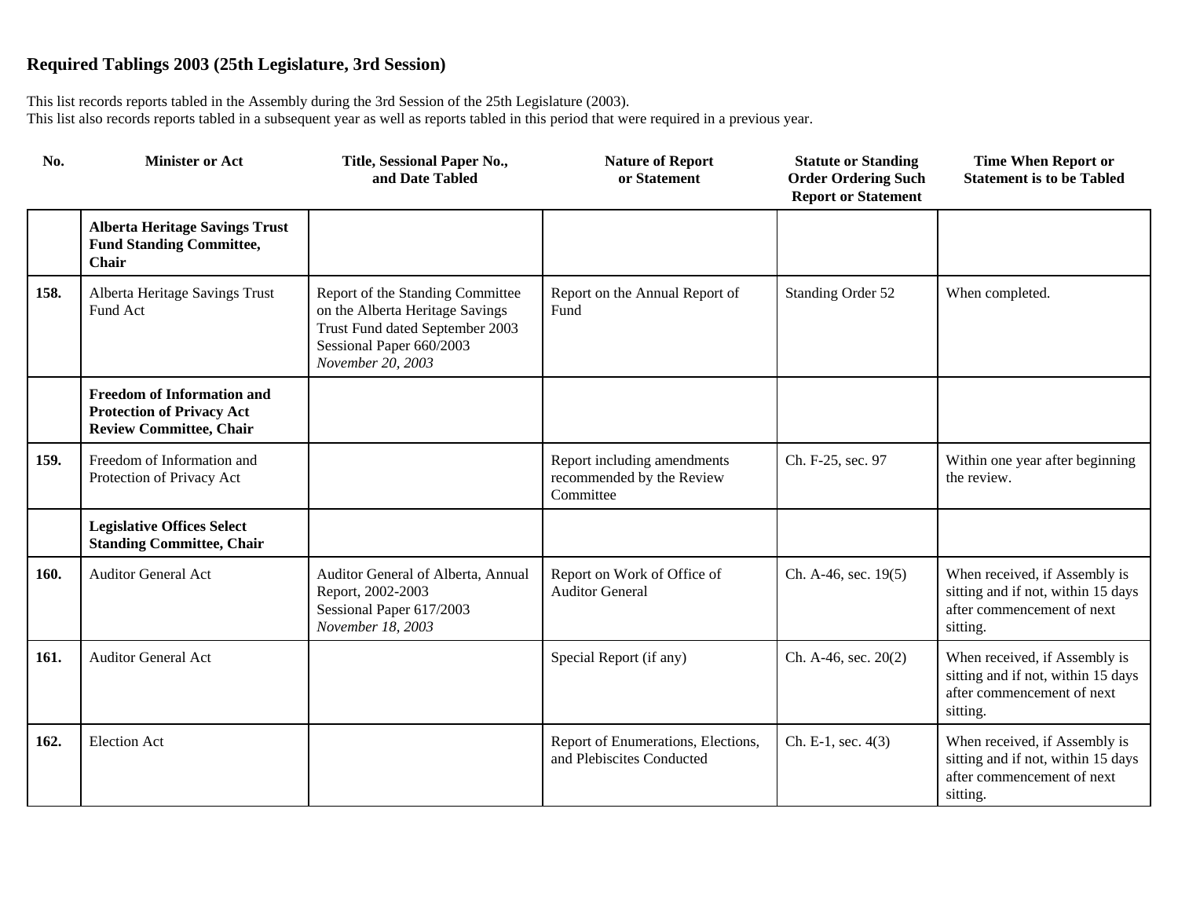# Required Tablings 2003 (25th Legislature, 3rd Session)

This list records reports tabled in the Assembly during the 3rd Session of the 25th Legislature (2003).
This list also records reports tabled in a subsequent year as well as reports tabled in this period that were required in a previous year.

| No. | Minister or Act | Title, Sessional Paper No., and Date Tabled | Nature of Report or Statement | Statute or Standing Order Ordering Such Report or Statement | Time When Report or Statement is to be Tabled |
|---|---|---|---|---|---|
| | **Alberta Heritage Savings Trust Fund Standing Committee, Chair** | | | | |
| **158.** | Alberta Heritage Savings Trust Fund Act | Report of the Standing Committee on the Alberta Heritage Savings Trust Fund dated September 2003<br>Sessional Paper 660/2003<br>*November 20, 2003* | Report on the Annual Report of Fund | Standing Order 52 | When completed. |
| | **Freedom of Information and Protection of Privacy Act Review Committee, Chair** | | | | |
| **159.** | Freedom of Information and Protection of Privacy Act | | Report including amendments recommended by the Review Committee | Ch. F-25, sec. 97 | Within one year after beginning the review. |
| | **Legislative Offices Select Standing Committee, Chair** | | | | |
| **160.** | Auditor General Act | Auditor General of Alberta, Annual Report, 2002-2003<br>Sessional Paper 617/2003<br>*November 18, 2003* | Report on Work of Office of Auditor General | Ch. A-46, sec. 19(5) | When received, if Assembly is sitting and if not, within 15 days after commencement of next sitting. |
| **161.** | Auditor General Act | | Special Report (if any) | Ch. A-46, sec. 20(2) | When received, if Assembly is sitting and if not, within 15 days after commencement of next sitting. |
| **162.** | Election Act | | Report of Enumerations, Elections, and Plebiscites Conducted | Ch. E-1, sec. 4(3) | When received, if Assembly is sitting and if not, within 15 days after commencement of next sitting. |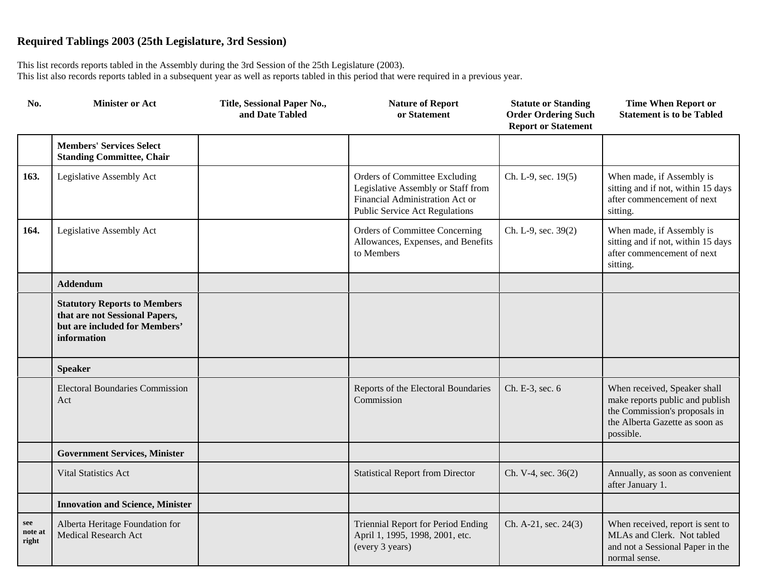## Required Tablings 2003 (25th Legislature, 3rd Session)

This list records reports tabled in the Assembly during the 3rd Session of the 25th Legislature (2003).
This list also records reports tabled in a subsequent year as well as reports tabled in this period that were required in a previous year.

| No. | Minister or Act | Title, Sessional Paper No., and Date Tabled | Nature of Report or Statement | Statute or Standing Order Ordering Such Report or Statement | Time When Report or Statement is to be Tabled |
|---|---|---|---|---|---|
| | **Members' Services Select Standing Committee, Chair** | | | | |
| **163.** | Legislative Assembly Act | | Orders of Committee Excluding Legislative Assembly or Staff from Financial Administration Act or Public Service Act Regulations | Ch. L-9, sec. 19(5) | When made, if Assembly is sitting and if not, within 15 days after commencement of next sitting. |
| **164.** | Legislative Assembly Act | | Orders of Committee Concerning Allowances, Expenses, and Benefits to Members | Ch. L-9, sec. 39(2) | When made, if Assembly is sitting and if not, within 15 days after commencement of next sitting. |
| | **Addendum** | | | | |
| | **Statutory Reports to Members that are not Sessional Papers, but are included for Members' information** | | | | |
| | **Speaker** | | | | |
| | Electoral Boundaries Commission Act | | Reports of the Electoral Boundaries Commission | Ch. E-3, sec. 6 | When received, Speaker shall make reports public and publish the Commission's proposals in the Alberta Gazette as soon as possible. |
| | **Government Services, Minister** | | | | |
| | Vital Statistics Act | | Statistical Report from Director | Ch. V-4, sec. 36(2) | Annually, as soon as convenient after January 1. |
| | **Innovation and Science, Minister** | | | | |
| **see note at right** | Alberta Heritage Foundation for Medical Research Act | | Triennial Report for Period Ending April 1, 1995, 1998, 2001, etc. (every 3 years) | Ch. A-21, sec. 24(3) | When received, report is sent to MLAs and Clerk. Not tabled and not a Sessional Paper in the normal sense. |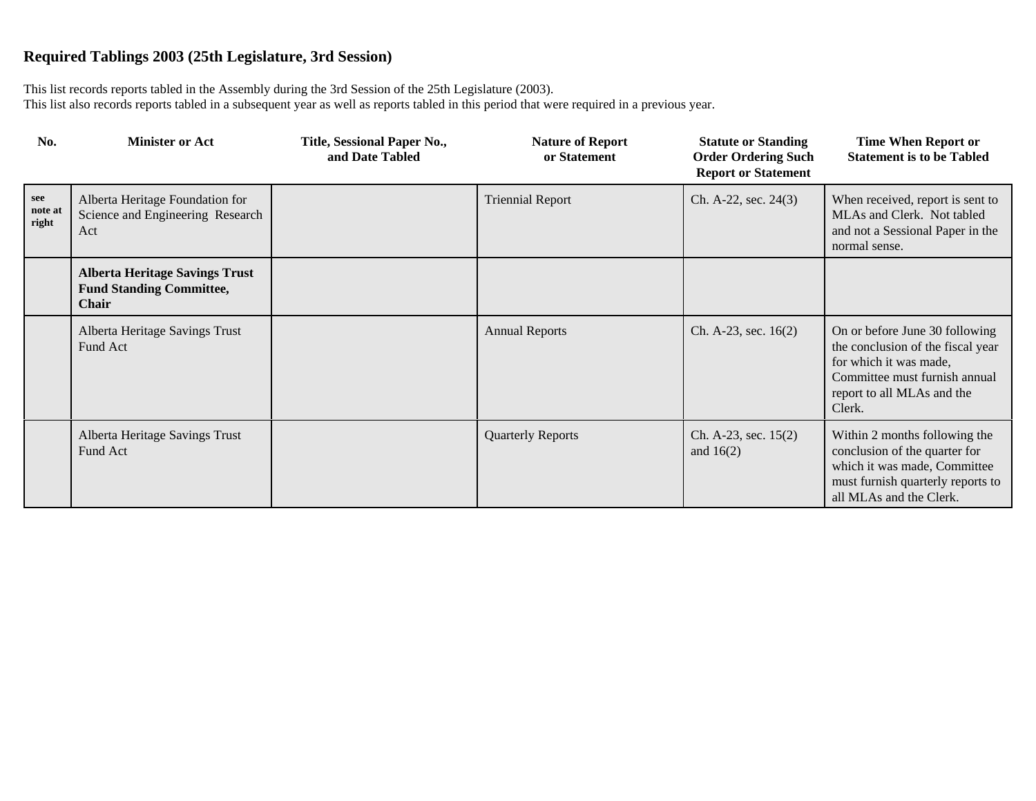## Required Tablings 2003 (25th Legislature, 3rd Session)

This list records reports tabled in the Assembly during the 3rd Session of the 25th Legislature (2003).
This list also records reports tabled in a subsequent year as well as reports tabled in this period that were required in a previous year.

| No. | Minister or Act | Title, Sessional Paper No., and Date Tabled | Nature of Report or Statement | Statute or Standing Order Ordering Such Report or Statement | Time When Report or Statement is to be Tabled |
|---|---|---|---|---|---|
| **see note at right** | Alberta Heritage Foundation for Science and Engineering Research Act | | Triennial Report | Ch. A-22, sec. 24(3) | When received, report is sent to MLAs and Clerk. Not tabled and not a Sessional Paper in the normal sense. |
| | **Alberta Heritage Savings Trust Fund Standing Committee, Chair** | | | | |
| | Alberta Heritage Savings Trust Fund Act | | Annual Reports | Ch. A-23, sec. 16(2) | On or before June 30 following the conclusion of the fiscal year for which it was made, Committee must furnish annual report to all MLAs and the Clerk. |
| | Alberta Heritage Savings Trust Fund Act | | Quarterly Reports | Ch. A-23, sec. 15(2) and 16(2) | Within 2 months following the conclusion of the quarter for which it was made, Committee must furnish quarterly reports to all MLAs and the Clerk. |